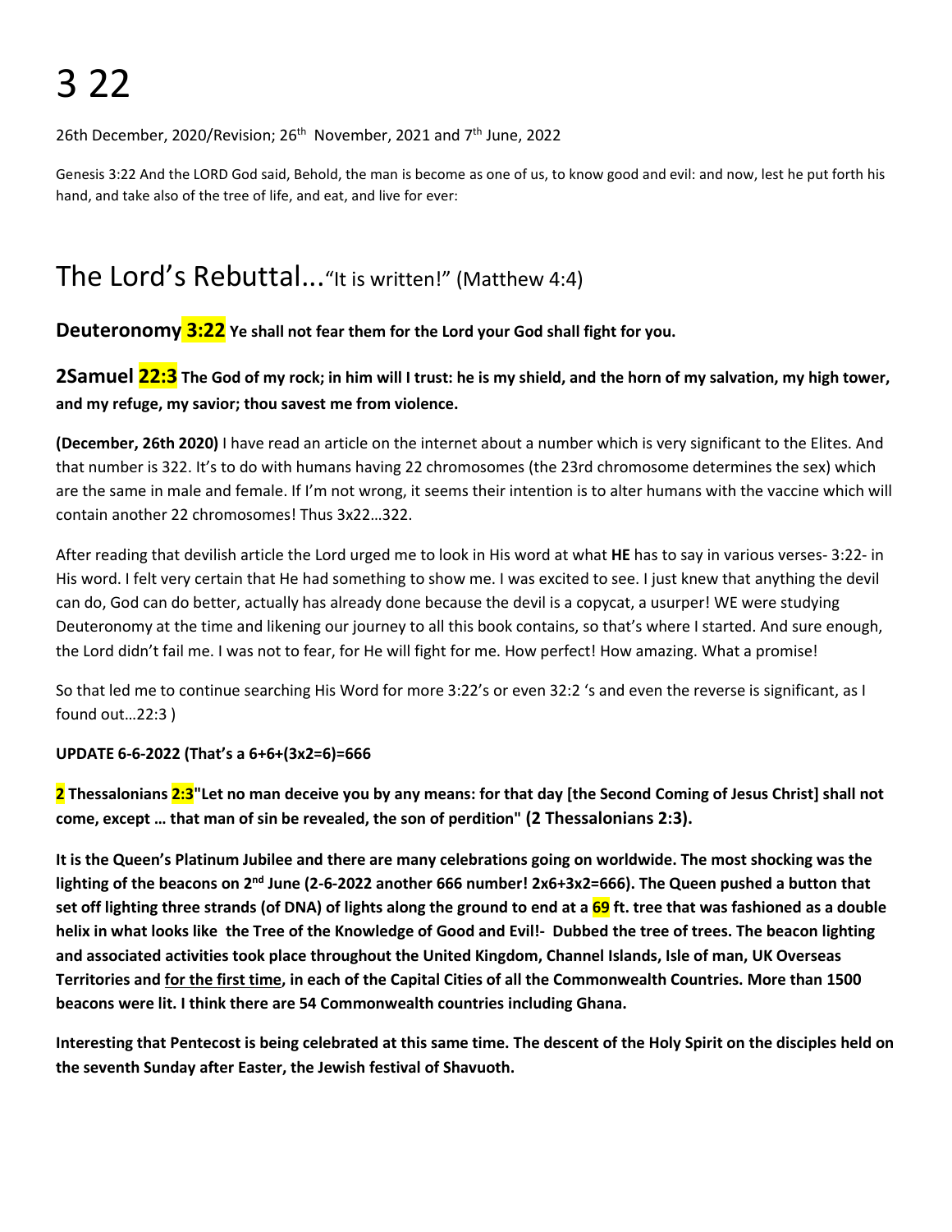# 3 22

26th December, 2020/Revision; 26th November, 2021 and 7th June, 2022

Genesis 3:22 And the LORD God said, Behold, the man is become as one of us, to know good and evil: and now, lest he put forth his hand, and take also of the tree of life, and eat, and live for ever:

## The Lord's Rebuttal..."It is written!" (Matthew 4:4)

### Deuteronomy 3:22 Ye shall not fear them for the Lord your God shall fight for you.

### 2Samuel 22:3 The God of my rock; in him will I trust: he is my shield, and the horn of my salvation, my high tower, and my refuge, my savior; thou savest me from violence.

**(December, 26th 2020)** I have read an article on the internet about a number which is very significant to the Elites. And that number is 322. It's to do with humans having 22 chromosomes (the 23rd chromosome determines the sex) which are the same in male and female. If I'm not wrong, it seems their intention is to alter humans with the vaccine which will contain another 22 chromosomes! Thus 3x22…322.

After reading that devilish article the Lord urged me to look in His word at what **HE** has to say in various verses- 3:22- in His word. I felt very certain that He had something to show me. I was excited to see. I just knew that anything the devil can do, God can do better, actually has already done because the devil is a copycat, a usurper! WE were studying Deuteronomy at the time and likening our journey to all this book contains, so that's where I started. And sure enough, the Lord didn't fail me. I was not to fear, for He will fight for me. How perfect! How amazing. What a promise!

So that led me to continue searching His Word for more 3:22's or even 32:2 's and even the reverse is significant, as I found out…22:3 )

**UPDATE 6-6-2022 (That's a 6+6+(3x2=6)=666**

**2 Thessalonians 2:3"Let no man deceive you by any means: for that day [the Second Coming of Jesus Christ] shall not come, except … that man of sin be revealed, the son of perdition" (2 Thessalonians 2:3).**

**It is the Queen's Platinum Jubilee and there are many celebrations going on worldwide. The most shocking was the lighting of the beacons on 2nd June (2-6-2022 another 666 number! 2x6+3x2=666). The Queen pushed a button that set off lighting three strands (of DNA) of lights along the ground to end at a 69 ft. tree that was fashioned as a double helix in what looks like the Tree of the Knowledge of Good and Evil!- Dubbed the tree of trees. The beacon lighting and associated activities took place throughout the United Kingdom, Channel Islands, Isle of man, UK Overseas Territories and <u>for the first time</u>, in each of the Capital Cities of all the Commonwealth Countries. More than 1500 beacons were lit. I think there are 54 Commonwealth countries including Ghana.**

**Interesting that Pentecost is being celebrated at this same time. The descent of the Holy Spirit on the disciples held on the seventh Sunday after Easter, the Jewish festival of Shavuoth.**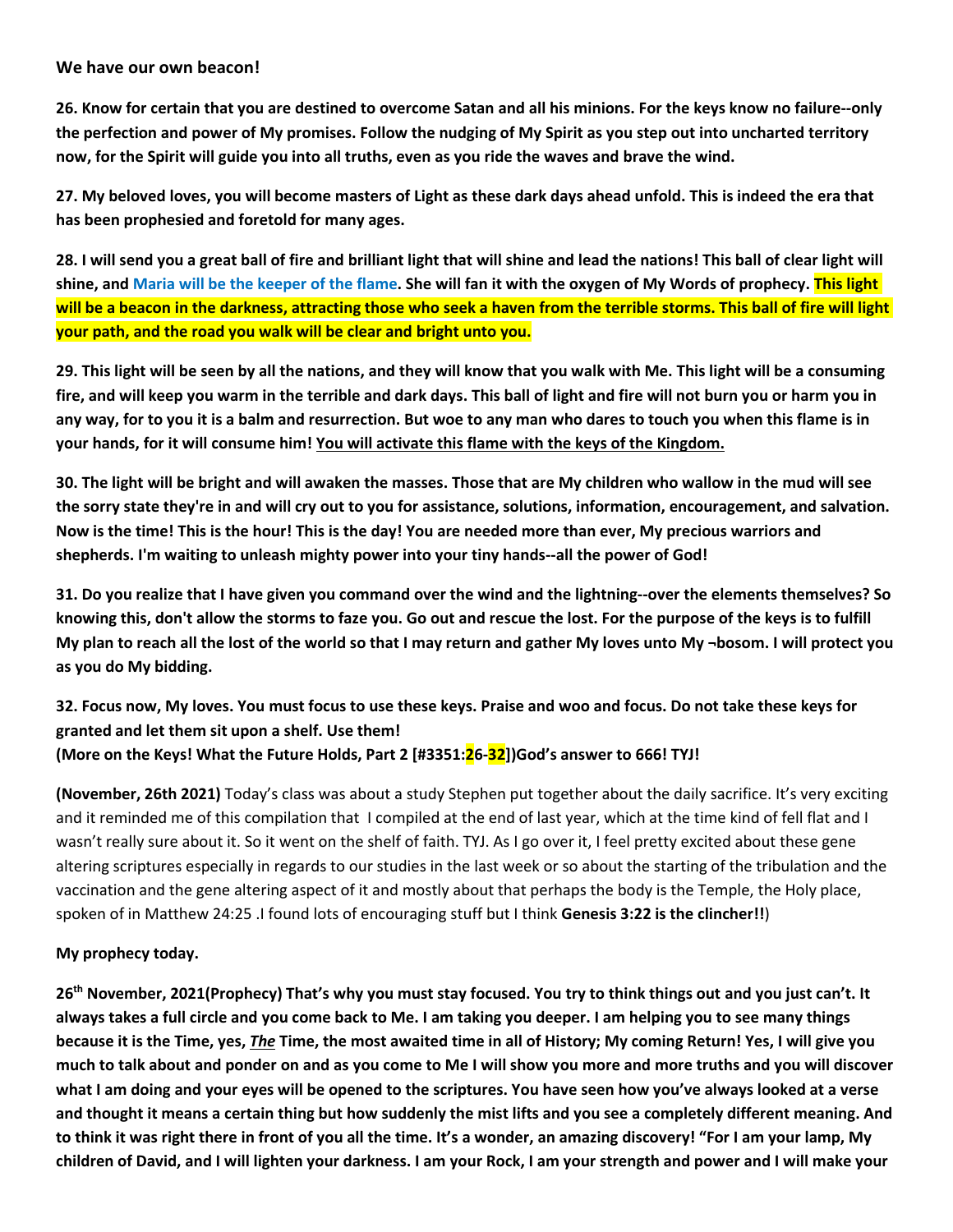**We have our own beacon!**

**26. Know for certain that you are destined to overcome Satan and all his minions. For the keys know no failure--only the perfection and power of My promises. Follow the nudging of My Spirit as you step out into uncharted territory now, for the Spirit will guide you into all truths, even as you ride the waves and brave the wind.**

**27. My beloved loves, you will become masters of Light as these dark days ahead unfold. This is indeed the era that has been prophesied and foretold for many ages.**

**28. I will send you a great ball of fire and brilliant light that will shine and lead the nations! This ball of clear light will shine, and Maria will be the keeper of the flame. She will fan it with the oxygen of My Words of prophecy. This light will be a beacon in the darkness, attracting those who seek a haven from the terrible storms. This ball of fire will light your path, and the road you walk will be clear and bright unto you.**

**29. This light will be seen by all the nations, and they will know that you walk with Me. This light will be a consuming fire, and will keep you warm in the terrible and dark days. This ball of light and fire will not burn you or harm you in any way, for to you it is a balm and resurrection. But woe to any man who dares to touch you when this flame is in your hands, for it will consume him! <u>You will activate this flame with the keys of the Kingdom.</u>**

**30. The light will be bright and will awaken the masses. Those that are My children who wallow in the mud will see the sorry state they're in and will cry out to you for assistance, solutions, information, encouragement, and salvation. Now is the time! This is the hour! This is the day! You are needed more than ever, My precious warriors and shepherds. I'm waiting to unleash mighty power into your tiny hands--all the power of God!**

**31. Do you realize that I have given you command over the wind and the lightning--over the elements themselves? So knowing this, don't allow the storms to faze you. Go out and rescue the lost. For the purpose of the keys is to fulfill My plan to reach all the lost of the world so that I may return and gather My loves unto My ¬bosom. I will protect you as you do My bidding.**

**32. Focus now, My loves. You must focus to use these keys. Praise and woo and focus. Do not take these keys for granted and let them sit upon a shelf. Use them!**
**(More on the Keys! What the Future Holds, Part 2 [#3351:26-32])God's answer to 666! TYJ!**

**(November, 26th 2021)** Today's class was about a study Stephen put together about the daily sacrifice. It's very exciting and it reminded me of this compilation that I compiled at the end of last year, which at the time kind of fell flat and I wasn't really sure about it. So it went on the shelf of faith. TYJ. As I go over it, I feel pretty excited about these gene altering scriptures especially in regards to our studies in the last week or so about the starting of the tribulation and the vaccination and the gene altering aspect of it and mostly about that perhaps the body is the Temple, the Holy place, spoken of in Matthew 24:25 .I found lots of encouraging stuff but I think **Genesis 3:22 is the clincher!!**)

**My prophecy today.**

**26th November, 2021(Prophecy) That's why you must stay focused. You try to think things out and you just can't. It always takes a full circle and you come back to Me. I am taking you deeper. I am helping you to see many things because it is the Time, yes, *<u>The</u>* Time, the most awaited time in all of History; My coming Return! Yes, I will give you much to talk about and ponder on and as you come to Me I will show you more and more truths and you will discover what I am doing and your eyes will be opened to the scriptures. You have seen how you've always looked at a verse and thought it means a certain thing but how suddenly the mist lifts and you see a completely different meaning. And to think it was right there in front of you all the time. It's a wonder, an amazing discovery! "For I am your lamp, My children of David, and I will lighten your darkness. I am your Rock, I am your strength and power and I will make your**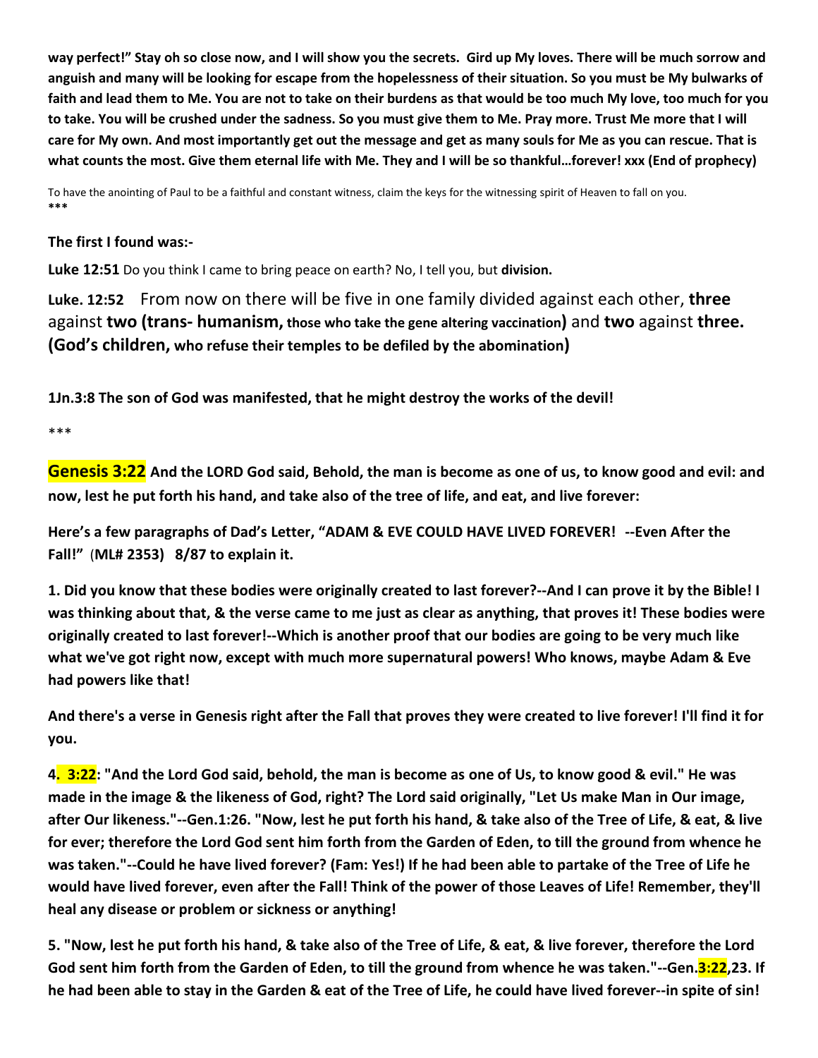**way perfect!" Stay oh so close now, and I will show you the secrets. Gird up My loves. There will be much sorrow and anguish and many will be looking for escape from the hopelessness of their situation. So you must be My bulwarks of faith and lead them to Me. You are not to take on their burdens as that would be too much My love, too much for you to take. You will be crushed under the sadness. So you must give them to Me. Pray more. Trust Me more that I will care for My own. And most importantly get out the message and get as many souls for Me as you can rescue. That is what counts the most. Give them eternal life with Me. They and I will be so thankful…forever! xxx (End of prophecy)**

To have the anointing of Paul to be a faithful and constant witness, claim the keys for the witnessing spirit of Heaven to fall on you.
***

**The first I found was:-**

**Luke 12:51** Do you think I came to bring peace on earth? No, I tell you, but **division.**

**Luke. 12:52** From now on there will be five in one family divided against each other, **three** against **two (trans- humanism, those who take the gene altering vaccination)** and **two** against **three. (God's children, who refuse their temples to be defiled by the abomination)**

**1Jn.3:8 The son of God was manifested, that he might destroy the works of the devil!**

***

**Genesis 3:22 And the LORD God said, Behold, the man is become as one of us, to know good and evil: and now, lest he put forth his hand, and take also of the tree of life, and eat, and live forever:**

**Here's a few paragraphs of Dad's Letter, "ADAM & EVE COULD HAVE LIVED FOREVER! --Even After the Fall!" (ML# 2353) 8/87 to explain it.**

**1. Did you know that these bodies were originally created to last forever?--And I can prove it by the Bible! I was thinking about that, & the verse came to me just as clear as anything, that proves it! These bodies were originally created to last forever!--Which is another proof that our bodies are going to be very much like what we've got right now, except with much more supernatural powers! Who knows, maybe Adam & Eve had powers like that!**

**And there's a verse in Genesis right after the Fall that proves they were created to live forever! I'll find it for you.**

**4. 3:22: "And the Lord God said, behold, the man is become as one of Us, to know good & evil." He was made in the image & the likeness of God, right? The Lord said originally, "Let Us make Man in Our image, after Our likeness."--Gen.1:26. "Now, lest he put forth his hand, & take also of the Tree of Life, & eat, & live for ever; therefore the Lord God sent him forth from the Garden of Eden, to till the ground from whence he was taken."--Could he have lived forever? (Fam: Yes!) If he had been able to partake of the Tree of Life he would have lived forever, even after the Fall! Think of the power of those Leaves of Life! Remember, they'll heal any disease or problem or sickness or anything!**

**5. "Now, lest he put forth his hand, & take also of the Tree of Life, & eat, & live forever, therefore the Lord God sent him forth from the Garden of Eden, to till the ground from whence he was taken."--Gen.3:22,23. If he had been able to stay in the Garden & eat of the Tree of Life, he could have lived forever--in spite of sin!**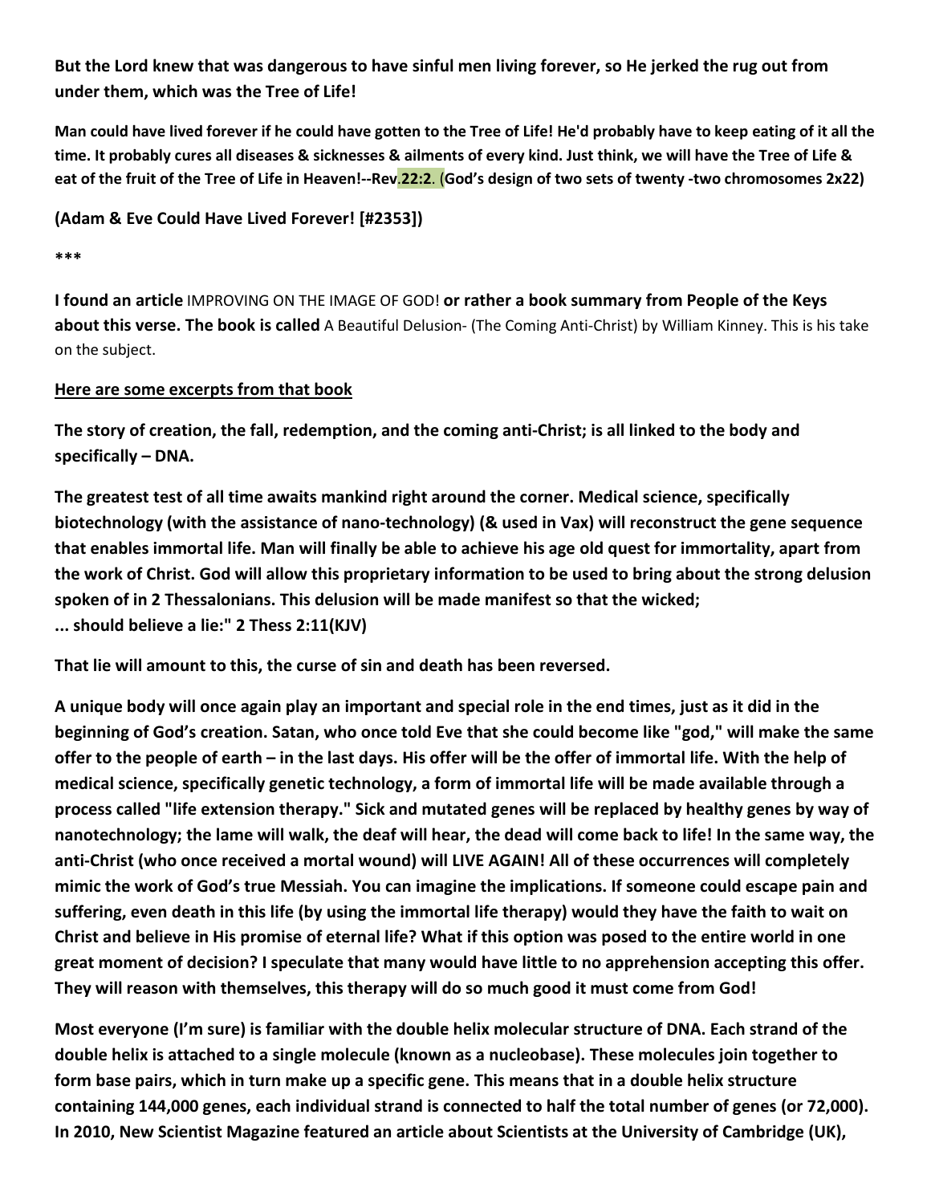**But the Lord knew that was dangerous to have sinful men living forever, so He jerked the rug out from under them, which was the Tree of Life!**

**Man could have lived forever if he could have gotten to the Tree of Life! He'd probably have to keep eating of it all the time. It probably cures all diseases & sicknesses & ailments of every kind. Just think, we will have the Tree of Life & eat of the fruit of the Tree of Life in Heaven!--Rev.22:2. (God's design of two sets of twenty -two chromosomes 2x22)**

**(Adam & Eve Could Have Lived Forever! [#2353])**

**\*\*\***

**I found an article** IMPROVING ON THE IMAGE OF GOD! **or rather a book summary from People of the Keys about this verse. The book is called** A Beautiful Delusion- (The Coming Anti-Christ) by William Kinney. This is his take on the subject.

**Here are some excerpts from that book**

**The story of creation, the fall, redemption, and the coming anti-Christ; is all linked to the body and specifically – DNA.**

**The greatest test of all time awaits mankind right around the corner. Medical science, specifically biotechnology (with the assistance of nano-technology) (& used in Vax) will reconstruct the gene sequence that enables immortal life. Man will finally be able to achieve his age old quest for immortality, apart from the work of Christ. God will allow this proprietary information to be used to bring about the strong delusion spoken of in 2 Thessalonians. This delusion will be made manifest so that the wicked;
... should believe a lie:" 2 Thess 2:11(KJV)**

**That lie will amount to this, the curse of sin and death has been reversed.**

**A unique body will once again play an important and special role in the end times, just as it did in the beginning of God's creation. Satan, who once told Eve that she could become like "god," will make the same offer to the people of earth – in the last days. His offer will be the offer of immortal life. With the help of medical science, specifically genetic technology, a form of immortal life will be made available through a process called "life extension therapy." Sick and mutated genes will be replaced by healthy genes by way of nanotechnology; the lame will walk, the deaf will hear, the dead will come back to life! In the same way, the anti-Christ (who once received a mortal wound) will LIVE AGAIN! All of these occurrences will completely mimic the work of God's true Messiah. You can imagine the implications. If someone could escape pain and suffering, even death in this life (by using the immortal life therapy) would they have the faith to wait on Christ and believe in His promise of eternal life? What if this option was posed to the entire world in one great moment of decision? I speculate that many would have little to no apprehension accepting this offer. They will reason with themselves, this therapy will do so much good it must come from God!**

**Most everyone (I'm sure) is familiar with the double helix molecular structure of DNA. Each strand of the double helix is attached to a single molecule (known as a nucleobase). These molecules join together to form base pairs, which in turn make up a specific gene. This means that in a double helix structure containing 144,000 genes, each individual strand is connected to half the total number of genes (or 72,000). In 2010, New Scientist Magazine featured an article about Scientists at the University of Cambridge (UK),**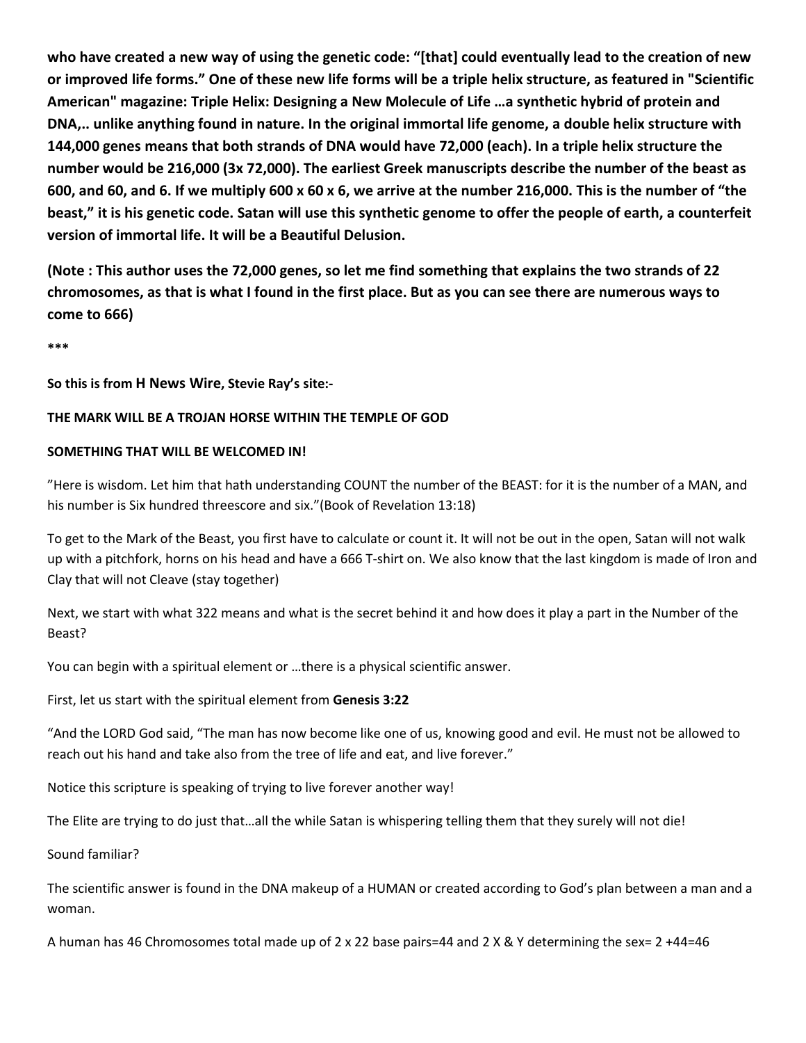**who have created a new way of using the genetic code: "[that] could eventually lead to the creation of new or improved life forms." One of these new life forms will be a triple helix structure, as featured in "Scientific American" magazine: Triple Helix: Designing a New Molecule of Life …a synthetic hybrid of protein and DNA,.. unlike anything found in nature. In the original immortal life genome, a double helix structure with 144,000 genes means that both strands of DNA would have 72,000 (each). In a triple helix structure the number would be 216,000 (3x 72,000). The earliest Greek manuscripts describe the number of the beast as 600, and 60, and 6. If we multiply 600 x 60 x 6, we arrive at the number 216,000. This is the number of "the beast," it is his genetic code. Satan will use this synthetic genome to offer the people of earth, a counterfeit version of immortal life. It will be a Beautiful Delusion.**

**(Note : This author uses the 72,000 genes, so let me find something that explains the two strands of 22 chromosomes, as that is what I found in the first place. But as you can see there are numerous ways to come to 666)**

**\*\*\***

**So this is from H News Wire, Stevie Ray's site:-**

**THE MARK WILL BE A TROJAN HORSE WITHIN THE TEMPLE OF GOD**

**SOMETHING THAT WILL BE WELCOMED IN!**

"Here is wisdom. Let him that hath understanding COUNT the number of the BEAST: for it is the number of a MAN, and his number is Six hundred threescore and six."(Book of Revelation 13:18)

To get to the Mark of the Beast, you first have to calculate or count it. It will not be out in the open, Satan will not walk up with a pitchfork, horns on his head and have a 666 T-shirt on. We also know that the last kingdom is made of Iron and Clay that will not Cleave (stay together)

Next, we start with what 322 means and what is the secret behind it and how does it play a part in the Number of the Beast?

You can begin with a spiritual element or …there is a physical scientific answer.

First, let us start with the spiritual element from **Genesis 3:22**

"And the LORD God said, "The man has now become like one of us, knowing good and evil. He must not be allowed to reach out his hand and take also from the tree of life and eat, and live forever."

Notice this scripture is speaking of trying to live forever another way!

The Elite are trying to do just that…all the while Satan is whispering telling them that they surely will not die!

Sound familiar?

The scientific answer is found in the DNA makeup of a HUMAN or created according to God's plan between a man and a woman.

A human has 46 Chromosomes total made up of 2 x 22 base pairs=44 and 2 X & Y determining the sex= 2 +44=46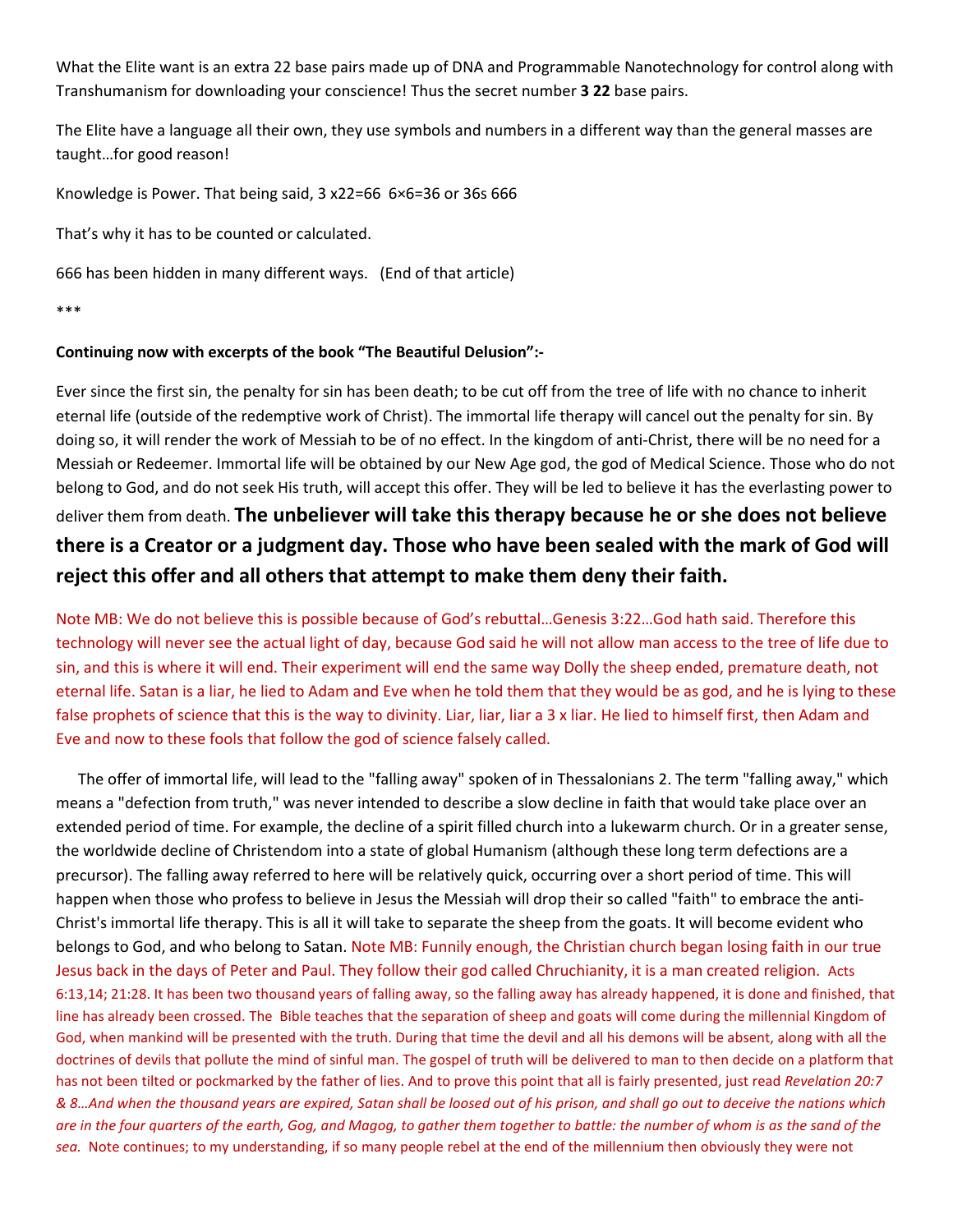What the Elite want is an extra 22 base pairs made up of DNA and Programmable Nanotechnology for control along with Transhumanism for downloading your conscience! Thus the secret number **3 22** base pairs.

The Elite have a language all their own, they use symbols and numbers in a different way than the general masses are taught…for good reason!

Knowledge is Power. That being said, 3 x22=66 6×6=36 or 36s 666

That's why it has to be counted or calculated.

666 has been hidden in many different ways. (End of that article)

***

**Continuing now with excerpts of the book "The Beautiful Delusion":-**

Ever since the first sin, the penalty for sin has been death; to be cut off from the tree of life with no chance to inherit eternal life (outside of the redemptive work of Christ). The immortal life therapy will cancel out the penalty for sin. By doing so, it will render the work of Messiah to be of no effect. In the kingdom of anti-Christ, there will be no need for a Messiah or Redeemer. Immortal life will be obtained by our New Age god, the god of Medical Science. Those who do not belong to God, and do not seek His truth, will accept this offer. They will be led to believe it has the everlasting power to deliver them from death. **The unbeliever will take this therapy because he or she does not believe there is a Creator or a judgment day. Those who have been sealed with the mark of God will reject this offer and all others that attempt to make them deny their faith.**

Note MB: We do not believe this is possible because of God's rebuttal…Genesis 3:22…God hath said. Therefore this technology will never see the actual light of day, because God said he will not allow man access to the tree of life due to sin, and this is where it will end. Their experiment will end the same way Dolly the sheep ended, premature death, not eternal life. Satan is a liar, he lied to Adam and Eve when he told them that they would be as god, and he is lying to these false prophets of science that this is the way to divinity. Liar, liar, liar a 3 x liar. He lied to himself first, then Adam and Eve and now to these fools that follow the god of science falsely called.

The offer of immortal life, will lead to the "falling away" spoken of in Thessalonians 2. The term "falling away," which means a "defection from truth," was never intended to describe a slow decline in faith that would take place over an extended period of time. For example, the decline of a spirit filled church into a lukewarm church. Or in a greater sense, the worldwide decline of Christendom into a state of global Humanism (although these long term defections are a precursor). The falling away referred to here will be relatively quick, occurring over a short period of time. This will happen when those who profess to believe in Jesus the Messiah will drop their so called "faith" to embrace the anti-Christ's immortal life therapy. This is all it will take to separate the sheep from the goats. It will become evident who belongs to God, and who belong to Satan. Note MB: Funnily enough, the Christian church began losing faith in our true Jesus back in the days of Peter and Paul. They follow their god called Chruchianity, it is a man created religion. Acts 6:13,14; 21:28. It has been two thousand years of falling away, so the falling away has already happened, it is done and finished, that line has already been crossed. The Bible teaches that the separation of sheep and goats will come during the millennial Kingdom of God, when mankind will be presented with the truth. During that time the devil and all his demons will be absent, along with all the doctrines of devils that pollute the mind of sinful man. The gospel of truth will be delivered to man to then decide on a platform that has not been tilted or pockmarked by the father of lies. And to prove this point that all is fairly presented, just read *Revelation 20:7 & 8…And when the thousand years are expired, Satan shall be loosed out of his prison, and shall go out to deceive the nations which are in the four quarters of the earth, Gog, and Magog, to gather them together to battle: the number of whom is as the sand of the sea.* Note continues; to my understanding, if so many people rebel at the end of the millennium then obviously they were not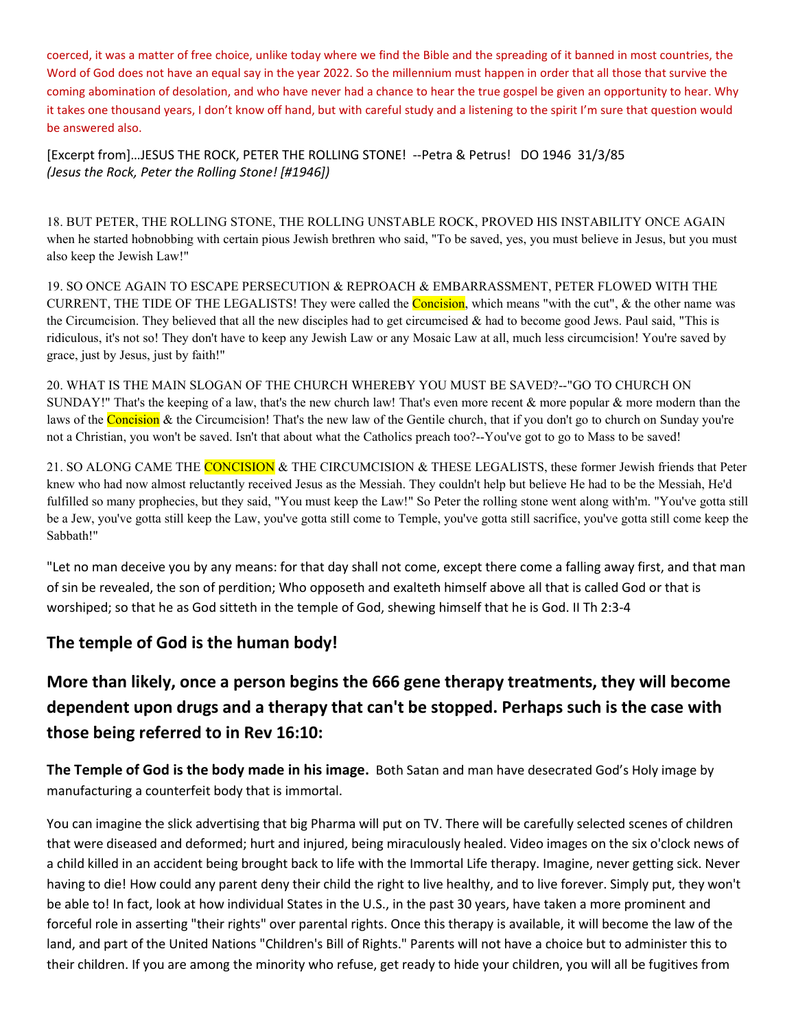coerced, it was a matter of free choice, unlike today where we find the Bible and the spreading of it banned in most countries, the Word of God does not have an equal say in the year 2022. So the millennium must happen in order that all those that survive the coming abomination of desolation, and who have never had a chance to hear the true gospel be given an opportunity to hear. Why it takes one thousand years, I don't know off hand, but with careful study and a listening to the spirit I'm sure that question would be answered also.

[Excerpt from]…JESUS THE ROCK, PETER THE ROLLING STONE! --Petra & Petrus! DO 1946 31/3/85
*(Jesus the Rock, Peter the Rolling Stone! [#1946])*

18. BUT PETER, THE ROLLING STONE, THE ROLLING UNSTABLE ROCK, PROVED HIS INSTABILITY ONCE AGAIN when he started hobnobbing with certain pious Jewish brethren who said, "To be saved, yes, you must believe in Jesus, but you must also keep the Jewish Law!"

19. SO ONCE AGAIN TO ESCAPE PERSECUTION & REPROACH & EMBARRASSMENT, PETER FLOWED WITH THE CURRENT, THE TIDE OF THE LEGALISTS! They were called the Concision, which means "with the cut", & the other name was the Circumcision. They believed that all the new disciples had to get circumcised & had to become good Jews. Paul said, "This is ridiculous, it's not so! They don't have to keep any Jewish Law or any Mosaic Law at all, much less circumcision! You're saved by grace, just by Jesus, just by faith!"

20. WHAT IS THE MAIN SLOGAN OF THE CHURCH WHEREBY YOU MUST BE SAVED?--"GO TO CHURCH ON SUNDAY!" That's the keeping of a law, that's the new church law! That's even more recent & more popular & more modern than the laws of the Concision & the Circumcision! That's the new law of the Gentile church, that if you don't go to church on Sunday you're not a Christian, you won't be saved. Isn't that about what the Catholics preach too?--You've got to go to Mass to be saved!

21. SO ALONG CAME THE CONCISION & THE CIRCUMCISION & THESE LEGALISTS, these former Jewish friends that Peter knew who had now almost reluctantly received Jesus as the Messiah. They couldn't help but believe He had to be the Messiah, He'd fulfilled so many prophecies, but they said, "You must keep the Law!" So Peter the rolling stone went along with'm. "You've gotta still be a Jew, you've gotta still keep the Law, you've gotta still come to Temple, you've gotta still sacrifice, you've gotta still come keep the Sabbath!"

"Let no man deceive you by any means: for that day shall not come, except there come a falling away first, and that man of sin be revealed, the son of perdition; Who opposeth and exalteth himself above all that is called God or that is worshiped; so that he as God sitteth in the temple of God, shewing himself that he is God. II Th 2:3-4

## The temple of God is the human body!

## More than likely, once a person begins the 666 gene therapy treatments, they will become dependent upon drugs and a therapy that can't be stopped. Perhaps such is the case with those being referred to in Rev 16:10:

**The Temple of God is the body made in his image.** Both Satan and man have desecrated God's Holy image by manufacturing a counterfeit body that is immortal.

You can imagine the slick advertising that big Pharma will put on TV. There will be carefully selected scenes of children that were diseased and deformed; hurt and injured, being miraculously healed. Video images on the six o'clock news of a child killed in an accident being brought back to life with the Immortal Life therapy. Imagine, never getting sick. Never having to die! How could any parent deny their child the right to live healthy, and to live forever. Simply put, they won't be able to! In fact, look at how individual States in the U.S., in the past 30 years, have taken a more prominent and forceful role in asserting "their rights" over parental rights. Once this therapy is available, it will become the law of the land, and part of the United Nations "Children's Bill of Rights." Parents will not have a choice but to administer this to their children. If you are among the minority who refuse, get ready to hide your children, you will all be fugitives from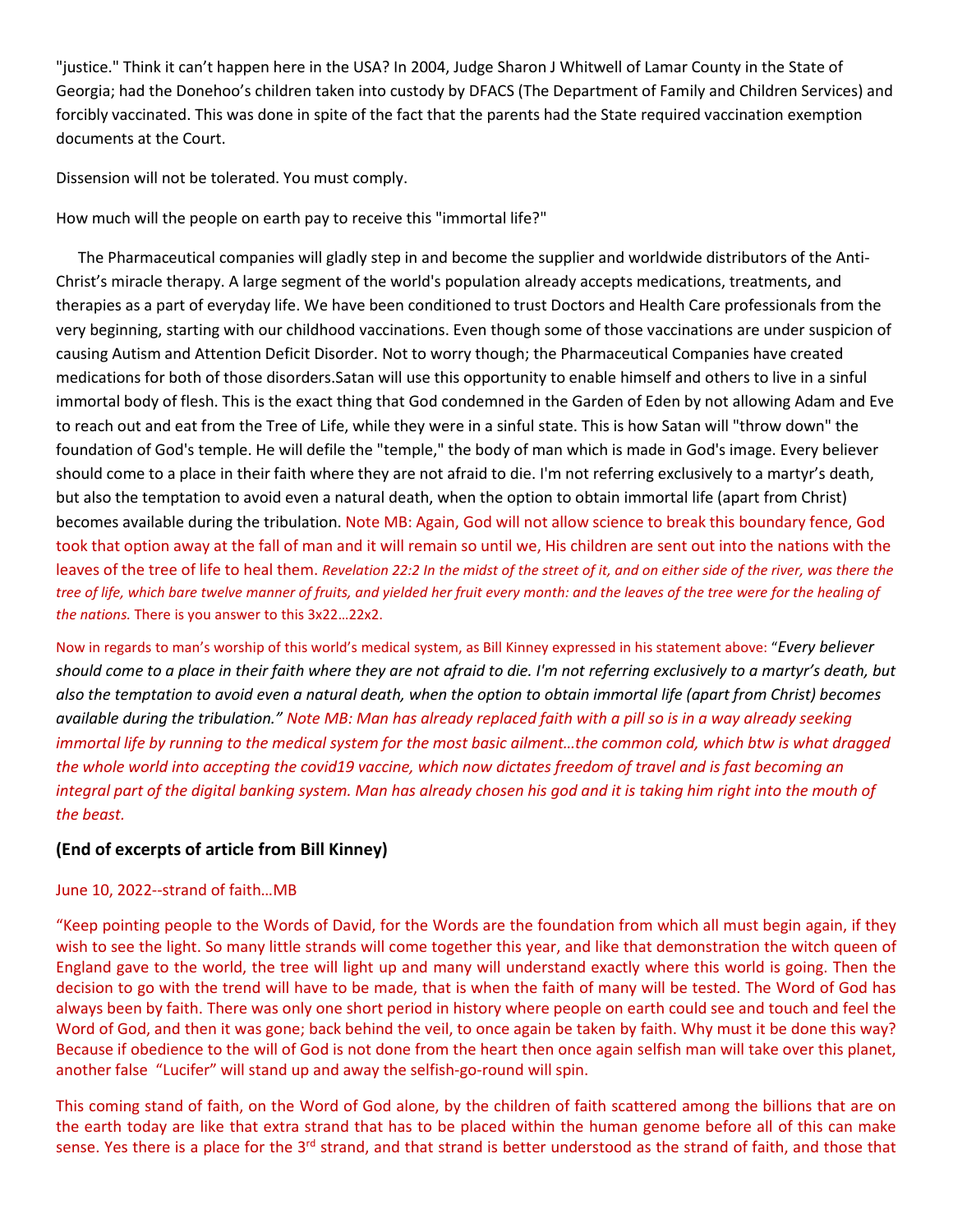"justice." Think it can't happen here in the USA? In 2004, Judge Sharon J Whitwell of Lamar County in the State of Georgia; had the Donehoo's children taken into custody by DFACS (The Department of Family and Children Services) and forcibly vaccinated. This was done in spite of the fact that the parents had the State required vaccination exemption documents at the Court.

Dissension will not be tolerated. You must comply.

How much will the people on earth pay to receive this "immortal life?"

The Pharmaceutical companies will gladly step in and become the supplier and worldwide distributors of the Anti-Christ's miracle therapy. A large segment of the world's population already accepts medications, treatments, and therapies as a part of everyday life. We have been conditioned to trust Doctors and Health Care professionals from the very beginning, starting with our childhood vaccinations. Even though some of those vaccinations are under suspicion of causing Autism and Attention Deficit Disorder. Not to worry though; the Pharmaceutical Companies have created medications for both of those disorders.Satan will use this opportunity to enable himself and others to live in a sinful immortal body of flesh. This is the exact thing that God condemned in the Garden of Eden by not allowing Adam and Eve to reach out and eat from the Tree of Life, while they were in a sinful state. This is how Satan will "throw down" the foundation of God's temple. He will defile the "temple," the body of man which is made in God's image. Every believer should come to a place in their faith where they are not afraid to die. I'm not referring exclusively to a martyr's death, but also the temptation to avoid even a natural death, when the option to obtain immortal life (apart from Christ) becomes available during the tribulation. Note MB: Again, God will not allow science to break this boundary fence, God took that option away at the fall of man and it will remain so until we, His children are sent out into the nations with the leaves of the tree of life to heal them. *Revelation 22:2 In the midst of the street of it, and on either side of the river, was there the tree of life, which bare twelve manner of fruits, and yielded her fruit every month: and the leaves of the tree were for the healing of the nations.* There is you answer to this 3x22…22x2.

Now in regards to man's worship of this world's medical system, as Bill Kinney expressed in his statement above: "*Every believer should come to a place in their faith where they are not afraid to die. I'm not referring exclusively to a martyr's death, but also the temptation to avoid even a natural death, when the option to obtain immortal life (apart from Christ) becomes available during the tribulation." Note MB: Man has already replaced faith with a pill so is in a way already seeking immortal life by running to the medical system for the most basic ailment…the common cold, which btw is what dragged the whole world into accepting the covid19 vaccine, which now dictates freedom of travel and is fast becoming an integral part of the digital banking system. Man has already chosen his god and it is taking him right into the mouth of the beast.*

### (End of excerpts of article from Bill Kinney)

June 10, 2022--strand of faith…MB

"Keep pointing people to the Words of David, for the Words are the foundation from which all must begin again, if they wish to see the light. So many little strands will come together this year, and like that demonstration the witch queen of England gave to the world, the tree will light up and many will understand exactly where this world is going. Then the decision to go with the trend will have to be made, that is when the faith of many will be tested. The Word of God has always been by faith. There was only one short period in history where people on earth could see and touch and feel the Word of God, and then it was gone; back behind the veil, to once again be taken by faith. Why must it be done this way? Because if obedience to the will of God is not done from the heart then once again selfish man will take over this planet, another false "Lucifer" will stand up and away the selfish-go-round will spin.

This coming stand of faith, on the Word of God alone, by the children of faith scattered among the billions that are on the earth today are like that extra strand that has to be placed within the human genome before all of this can make sense. Yes there is a place for the 3rd strand, and that strand is better understood as the strand of faith, and those that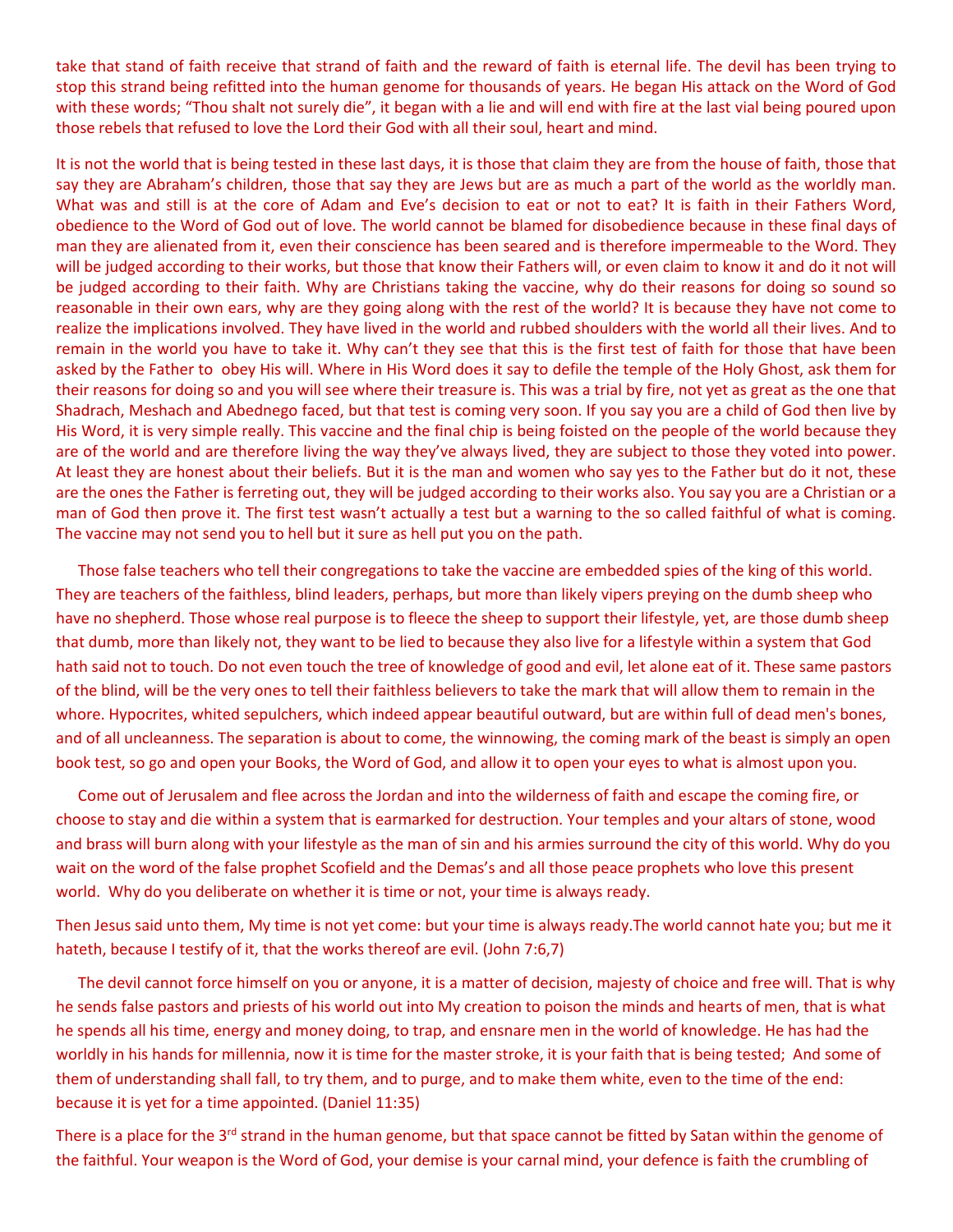take that stand of faith receive that strand of faith and the reward of faith is eternal life. The devil has been trying to stop this strand being refitted into the human genome for thousands of years. He began His attack on the Word of God with these words; "Thou shalt not surely die", it began with a lie and will end with fire at the last vial being poured upon those rebels that refused to love the Lord their God with all their soul, heart and mind.

It is not the world that is being tested in these last days, it is those that claim they are from the house of faith, those that say they are Abraham's children, those that say they are Jews but are as much a part of the world as the worldly man. What was and still is at the core of Adam and Eve's decision to eat or not to eat? It is faith in their Fathers Word, obedience to the Word of God out of love. The world cannot be blamed for disobedience because in these final days of man they are alienated from it, even their conscience has been seared and is therefore impermeable to the Word. They will be judged according to their works, but those that know their Fathers will, or even claim to know it and do it not will be judged according to their faith. Why are Christians taking the vaccine, why do their reasons for doing so sound so reasonable in their own ears, why are they going along with the rest of the world? It is because they have not come to realize the implications involved. They have lived in the world and rubbed shoulders with the world all their lives. And to remain in the world you have to take it. Why can't they see that this is the first test of faith for those that have been asked by the Father to obey His will. Where in His Word does it say to defile the temple of the Holy Ghost, ask them for their reasons for doing so and you will see where their treasure is. This was a trial by fire, not yet as great as the one that Shadrach, Meshach and Abednego faced, but that test is coming very soon. If you say you are a child of God then live by His Word, it is very simple really. This vaccine and the final chip is being foisted on the people of the world because they are of the world and are therefore living the way they've always lived, they are subject to those they voted into power. At least they are honest about their beliefs. But it is the man and women who say yes to the Father but do it not, these are the ones the Father is ferreting out, they will be judged according to their works also. You say you are a Christian or a man of God then prove it. The first test wasn't actually a test but a warning to the so called faithful of what is coming. The vaccine may not send you to hell but it sure as hell put you on the path.

Those false teachers who tell their congregations to take the vaccine are embedded spies of the king of this world. They are teachers of the faithless, blind leaders, perhaps, but more than likely vipers preying on the dumb sheep who have no shepherd. Those whose real purpose is to fleece the sheep to support their lifestyle, yet, are those dumb sheep that dumb, more than likely not, they want to be lied to because they also live for a lifestyle within a system that God hath said not to touch. Do not even touch the tree of knowledge of good and evil, let alone eat of it. These same pastors of the blind, will be the very ones to tell their faithless believers to take the mark that will allow them to remain in the whore. Hypocrites, whited sepulchers, which indeed appear beautiful outward, but are within full of dead men's bones, and of all uncleanness. The separation is about to come, the winnowing, the coming mark of the beast is simply an open book test, so go and open your Books, the Word of God, and allow it to open your eyes to what is almost upon you.

Come out of Jerusalem and flee across the Jordan and into the wilderness of faith and escape the coming fire, or choose to stay and die within a system that is earmarked for destruction. Your temples and your altars of stone, wood and brass will burn along with your lifestyle as the man of sin and his armies surround the city of this world. Why do you wait on the word of the false prophet Scofield and the Demas's and all those peace prophets who love this present world. Why do you deliberate on whether it is time or not, your time is always ready.

Then Jesus said unto them, My time is not yet come: but your time is always ready.The world cannot hate you; but me it hateth, because I testify of it, that the works thereof are evil. (John 7:6,7)

The devil cannot force himself on you or anyone, it is a matter of decision, majesty of choice and free will. That is why he sends false pastors and priests of his world out into My creation to poison the minds and hearts of men, that is what he spends all his time, energy and money doing, to trap, and ensnare men in the world of knowledge. He has had the worldly in his hands for millennia, now it is time for the master stroke, it is your faith that is being tested; And some of them of understanding shall fall, to try them, and to purge, and to make them white, even to the time of the end: because it is yet for a time appointed. (Daniel 11:35)

There is a place for the 3rd strand in the human genome, but that space cannot be fitted by Satan within the genome of the faithful. Your weapon is the Word of God, your demise is your carnal mind, your defence is faith the crumbling of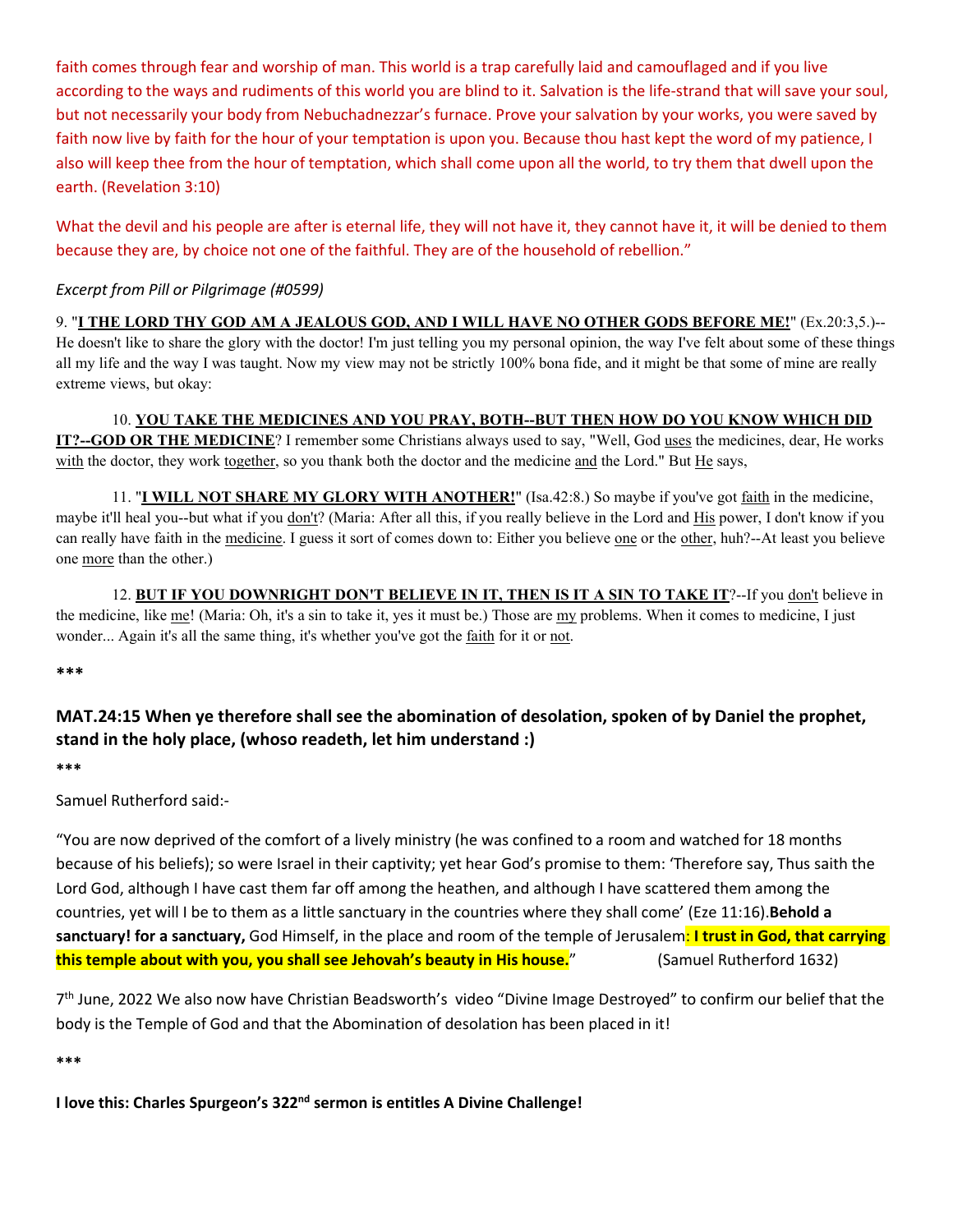faith comes through fear and worship of man. This world is a trap carefully laid and camouflaged and if you live according to the ways and rudiments of this world you are blind to it. Salvation is the life-strand that will save your soul, but not necessarily your body from Nebuchadnezzar's furnace. Prove your salvation by your works, you were saved by faith now live by faith for the hour of your temptation is upon you. Because thou hast kept the word of my patience, I also will keep thee from the hour of temptation, which shall come upon all the world, to try them that dwell upon the earth. (Revelation 3:10)

What the devil and his people are after is eternal life, they will not have it, they cannot have it, it will be denied to them because they are, by choice not one of the faithful. They are of the household of rebellion."

*Excerpt from Pill or Pilgrimage (#0599)*

9. "**I THE LORD THY GOD AM A JEALOUS GOD, AND I WILL HAVE NO OTHER GODS BEFORE ME!**" (Ex.20:3,5.)--He doesn't like to share the glory with the doctor! I'm just telling you my personal opinion, the way I've felt about some of these things all my life and the way I was taught. Now my view may not be strictly 100% bona fide, and it might be that some of mine are really extreme views, but okay:

10. **YOU TAKE THE MEDICINES AND YOU PRAY, BOTH--BUT THEN HOW DO YOU KNOW WHICH DID IT?--GOD OR THE MEDICINE**? I remember some Christians always used to say, "Well, God uses the medicines, dear, He works with the doctor, they work together, so you thank both the doctor and the medicine and the Lord." But He says,

11. "**I WILL NOT SHARE MY GLORY WITH ANOTHER!**" (Isa.42:8.) So maybe if you've got faith in the medicine, maybe it'll heal you--but what if you don't? (Maria: After all this, if you really believe in the Lord and His power, I don't know if you can really have faith in the medicine. I guess it sort of comes down to: Either you believe one or the other, huh?--At least you believe one more than the other.)

12. **BUT IF YOU DOWNRIGHT DON'T BELIEVE IN IT, THEN IS IT A SIN TO TAKE IT**?--If you don't believe in the medicine, like me! (Maria: Oh, it's a sin to take it, yes it must be.) Those are my problems. When it comes to medicine, I just wonder... Again it's all the same thing, it's whether you've got the faith for it or not.

***

**MAT.24:15 When ye therefore shall see the abomination of desolation, spoken of by Daniel the prophet, stand in the holy place, (whoso readeth, let him understand :)**

***

Samuel Rutherford said:-

"You are now deprived of the comfort of a lively ministry (he was confined to a room and watched for 18 months because of his beliefs); so were Israel in their captivity; yet hear God's promise to them: 'Therefore say, Thus saith the Lord God, although I have cast them far off among the heathen, and although I have scattered them among the countries, yet will I be to them as a little sanctuary in the countries where they shall come' (Eze 11:16).**Behold a sanctuary! for a sanctuary,** God Himself, in the place and room of the temple of Jerusalem**: I trust in God, that carrying this temple about with you, you shall see Jehovah's beauty in His house.**" (Samuel Rutherford 1632)

7th June, 2022 We also now have Christian Beadsworth's video "Divine Image Destroyed" to confirm our belief that the body is the Temple of God and that the Abomination of desolation has been placed in it!

***

**I love this: Charles Spurgeon's 322nd sermon is entitles A Divine Challenge!**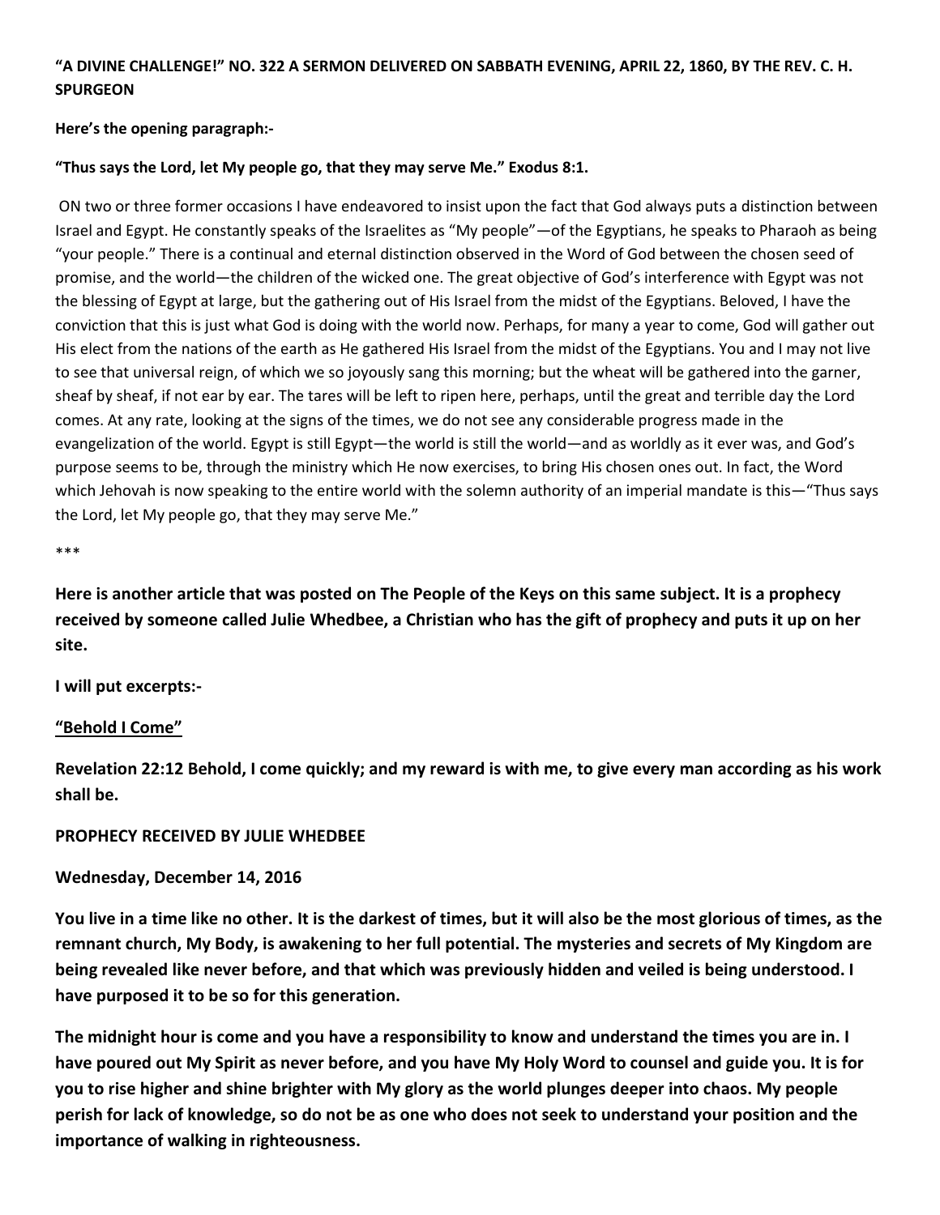**"A DIVINE CHALLENGE!" NO. 322 A SERMON DELIVERED ON SABBATH EVENING, APRIL 22, 1860, BY THE REV. C. H. SPURGEON**

**Here's the opening paragraph:-**

**"Thus says the Lord, let My people go, that they may serve Me." Exodus 8:1.**

ON two or three former occasions I have endeavored to insist upon the fact that God always puts a distinction between Israel and Egypt. He constantly speaks of the Israelites as "My people"—of the Egyptians, he speaks to Pharaoh as being "your people." There is a continual and eternal distinction observed in the Word of God between the chosen seed of promise, and the world—the children of the wicked one. The great objective of God's interference with Egypt was not the blessing of Egypt at large, but the gathering out of His Israel from the midst of the Egyptians. Beloved, I have the conviction that this is just what God is doing with the world now. Perhaps, for many a year to come, God will gather out His elect from the nations of the earth as He gathered His Israel from the midst of the Egyptians. You and I may not live to see that universal reign, of which we so joyously sang this morning; but the wheat will be gathered into the garner, sheaf by sheaf, if not ear by ear. The tares will be left to ripen here, perhaps, until the great and terrible day the Lord comes. At any rate, looking at the signs of the times, we do not see any considerable progress made in the evangelization of the world. Egypt is still Egypt—the world is still the world—and as worldly as it ever was, and God's purpose seems to be, through the ministry which He now exercises, to bring His chosen ones out. In fact, the Word which Jehovah is now speaking to the entire world with the solemn authority of an imperial mandate is this—"Thus says the Lord, let My people go, that they may serve Me."

***

**Here is another article that was posted on The People of the Keys on this same subject. It is a prophecy received by someone called Julie Whedbee, a Christian who has the gift of prophecy and puts it up on her site.**

**I will put excerpts:-**

**<u>"Behold I Come"</u>**

**Revelation 22:12 Behold, I come quickly; and my reward is with me, to give every man according as his work shall be.**

**PROPHECY RECEIVED BY JULIE WHEDBEE**

**Wednesday, December 14, 2016**

**You live in a time like no other. It is the darkest of times, but it will also be the most glorious of times, as the remnant church, My Body, is awakening to her full potential. The mysteries and secrets of My Kingdom are being revealed like never before, and that which was previously hidden and veiled is being understood. I have purposed it to be so for this generation.**

**The midnight hour is come and you have a responsibility to know and understand the times you are in. I have poured out My Spirit as never before, and you have My Holy Word to counsel and guide you. It is for you to rise higher and shine brighter with My glory as the world plunges deeper into chaos. My people perish for lack of knowledge, so do not be as one who does not seek to understand your position and the importance of walking in righteousness.**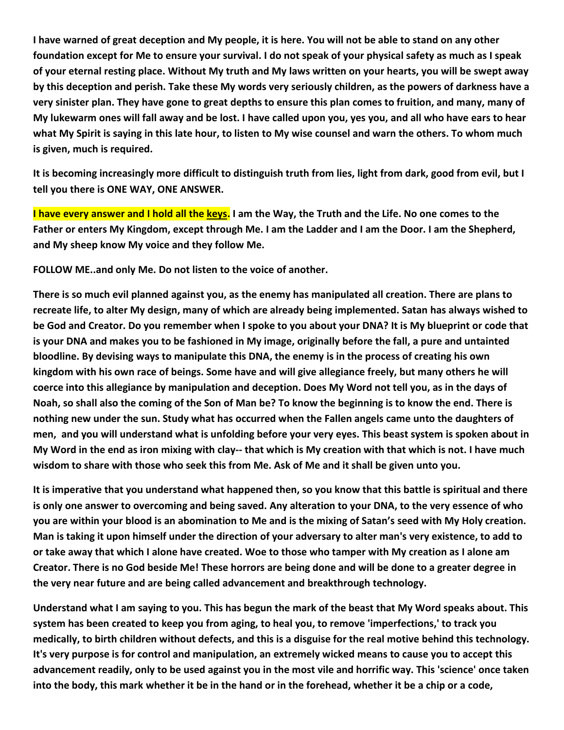**I have warned of great deception and My people, it is here. You will not be able to stand on any other foundation except for Me to ensure your survival. I do not speak of your physical safety as much as I speak of your eternal resting place. Without My truth and My laws written on your hearts, you will be swept away by this deception and perish. Take these My words very seriously children, as the powers of darkness have a very sinister plan. They have gone to great depths to ensure this plan comes to fruition, and many, many of My lukewarm ones will fall away and be lost. I have called upon you, yes you, and all who have ears to hear what My Spirit is saying in this late hour, to listen to My wise counsel and warn the others. To whom much is given, much is required.**

**It is becoming increasingly more difficult to distinguish truth from lies, light from dark, good from evil, but I tell you there is ONE WAY, ONE ANSWER.**

**I have every answer and I hold all the keys. I am the Way, the Truth and the Life. No one comes to the Father or enters My Kingdom, except through Me. I am the Ladder and I am the Door. I am the Shepherd, and My sheep know My voice and they follow Me.**

**FOLLOW ME..and only Me. Do not listen to the voice of another.**

**There is so much evil planned against you, as the enemy has manipulated all creation. There are plans to recreate life, to alter My design, many of which are already being implemented. Satan has always wished to be God and Creator. Do you remember when I spoke to you about your DNA? It is My blueprint or code that is your DNA and makes you to be fashioned in My image, originally before the fall, a pure and untainted bloodline. By devising ways to manipulate this DNA, the enemy is in the process of creating his own kingdom with his own race of beings. Some have and will give allegiance freely, but many others he will coerce into this allegiance by manipulation and deception. Does My Word not tell you, as in the days of Noah, so shall also the coming of the Son of Man be? To know the beginning is to know the end. There is nothing new under the sun. Study what has occurred when the Fallen angels came unto the daughters of men, and you will understand what is unfolding before your very eyes. This beast system is spoken about in My Word in the end as iron mixing with clay-- that which is My creation with that which is not. I have much wisdom to share with those who seek this from Me. Ask of Me and it shall be given unto you.**

**It is imperative that you understand what happened then, so you know that this battle is spiritual and there is only one answer to overcoming and being saved. Any alteration to your DNA, to the very essence of who you are within your blood is an abomination to Me and is the mixing of Satan's seed with My Holy creation. Man is taking it upon himself under the direction of your adversary to alter man's very existence, to add to or take away that which I alone have created. Woe to those who tamper with My creation as I alone am Creator. There is no God beside Me! These horrors are being done and will be done to a greater degree in the very near future and are being called advancement and breakthrough technology.**

**Understand what I am saying to you. This has begun the mark of the beast that My Word speaks about. This system has been created to keep you from aging, to heal you, to remove 'imperfections,' to track you medically, to birth children without defects, and this is a disguise for the real motive behind this technology. It's very purpose is for control and manipulation, an extremely wicked means to cause you to accept this advancement readily, only to be used against you in the most vile and horrific way. This 'science' once taken into the body, this mark whether it be in the hand or in the forehead, whether it be a chip or a code,**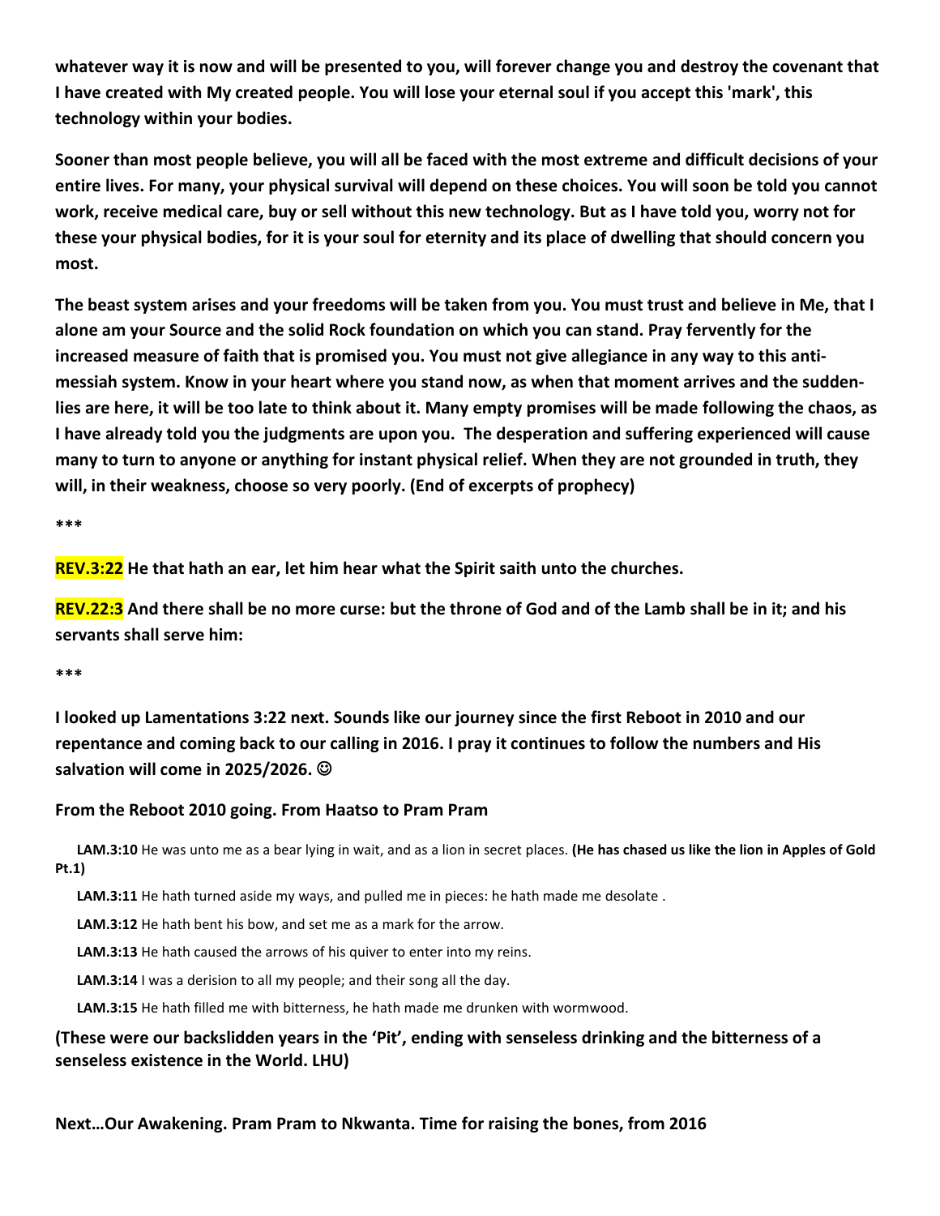**whatever way it is now and will be presented to you, will forever change you and destroy the covenant that I have created with My created people. You will lose your eternal soul if you accept this 'mark', this technology within your bodies.**

**Sooner than most people believe, you will all be faced with the most extreme and difficult decisions of your entire lives. For many, your physical survival will depend on these choices. You will soon be told you cannot work, receive medical care, buy or sell without this new technology. But as I have told you, worry not for these your physical bodies, for it is your soul for eternity and its place of dwelling that should concern you most.**

**The beast system arises and your freedoms will be taken from you. You must trust and believe in Me, that I alone am your Source and the solid Rock foundation on which you can stand. Pray fervently for the increased measure of faith that is promised you. You must not give allegiance in any way to this anti-messiah system. Know in your heart where you stand now, as when that moment arrives and the sudden-lies are here, it will be too late to think about it. Many empty promises will be made following the chaos, as I have already told you the judgments are upon you. The desperation and suffering experienced will cause many to turn to anyone or anything for instant physical relief. When they are not grounded in truth, they will, in their weakness, choose so very poorly. (End of excerpts of prophecy)**

**\*\*\***

**REV.3:22 He that hath an ear, let him hear what the Spirit saith unto the churches.**

**REV.22:3 And there shall be no more curse: but the throne of God and of the Lamb shall be in it; and his servants shall serve him:**

**\*\*\***

**I looked up Lamentations 3:22 next. Sounds like our journey since the first Reboot in 2010 and our repentance and coming back to our calling in 2016. I pray it continues to follow the numbers and His salvation will come in 2025/2026. ☺**

**From the Reboot 2010 going. From Haatso to Pram Pram**

**LAM.3:10** He was unto me as a bear lying in wait, and as a lion in secret places. **(He has chased us like the lion in Apples of Gold Pt.1)**

**LAM.3:11** He hath turned aside my ways, and pulled me in pieces: he hath made me desolate .

**LAM.3:12** He hath bent his bow, and set me as a mark for the arrow.

**LAM.3:13** He hath caused the arrows of his quiver to enter into my reins.

**LAM.3:14** I was a derision to all my people; and their song all the day.

**LAM.3:15** He hath filled me with bitterness, he hath made me drunken with wormwood.

**(These were our backslidden years in the 'Pit', ending with senseless drinking and the bitterness of a senseless existence in the World. LHU)**

**Next…Our Awakening. Pram Pram to Nkwanta. Time for raising the bones, from 2016**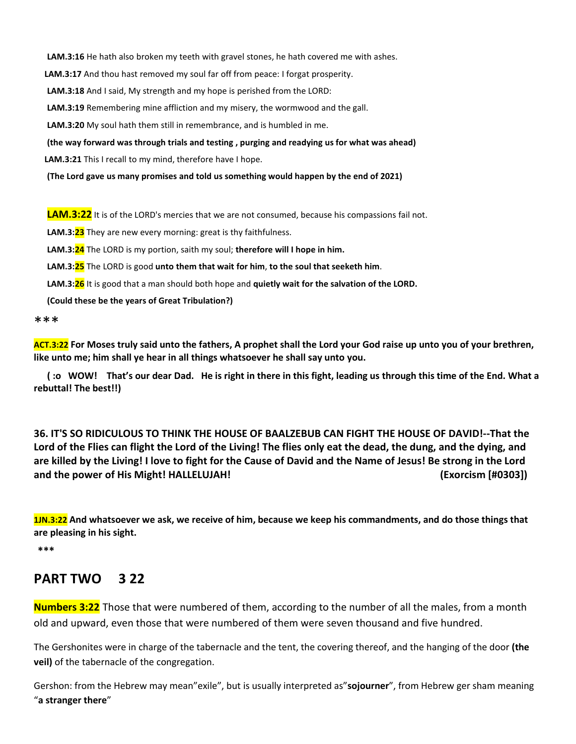**LAM.3:16** He hath also broken my teeth with gravel stones, he hath covered me with ashes.

**LAM.3:17** And thou hast removed my soul far off from peace: I forgat prosperity.

**LAM.3:18** And I said, My strength and my hope is perished from the LORD:

**LAM.3:19** Remembering mine affliction and my misery, the wormwood and the gall.

**LAM.3:20** My soul hath them still in remembrance, and is humbled in me.

**(the way forward was through trials and testing , purging and readying us for what was ahead)**

**LAM.3:21** This I recall to my mind, therefore have I hope.

**(The Lord gave us many promises and told us something would happen by the end of 2021)**

**LAM.3:22** It is of the LORD's mercies that we are not consumed, because his compassions fail not.

**LAM.3:23** They are new every morning: great is thy faithfulness.

**LAM.3:24** The LORD is my portion, saith my soul; **therefore will I hope in him.**

**LAM.3:25** The LORD is good **unto them that wait for him**, **to the soul that seeketh him**.

**LAM.3:26** It is good that a man should both hope and **quietly wait for the salvation of the LORD.**

**(Could these be the years of Great Tribulation?)**

***

**ACT.3:22 For Moses truly said unto the fathers, A prophet shall the Lord your God raise up unto you of your brethren, like unto me; him shall ye hear in all things whatsoever he shall say unto you.**

**( :o WOW! That's our dear Dad. He is right in there in this fight, leading us through this time of the End. What a rebuttal! The best!!)**

**36. IT'S SO RIDICULOUS TO THINK THE HOUSE OF BAALZEBUB CAN FIGHT THE HOUSE OF DAVID!--That the Lord of the Flies can flight the Lord of the Living! The flies only eat the dead, the dung, and the dying, and are killed by the Living! I love to fight for the Cause of David and the Name of Jesus! Be strong in the Lord and the power of His Might! HALLELUJAH! (Exorcism [#0303])**

**1JN.3:22 And whatsoever we ask, we receive of him, because we keep his commandments, and do those things that are pleasing in his sight.**

***

## PART TWO 3 22

**Numbers 3:22** Those that were numbered of them, according to the number of all the males, from a month old and upward, even those that were numbered of them were seven thousand and five hundred.

The Gershonites were in charge of the tabernacle and the tent, the covering thereof, and the hanging of the door **(the veil)** of the tabernacle of the congregation.

Gershon: from the Hebrew may mean"exile", but is usually interpreted as"**sojourner**", from Hebrew ger sham meaning "**a stranger there**"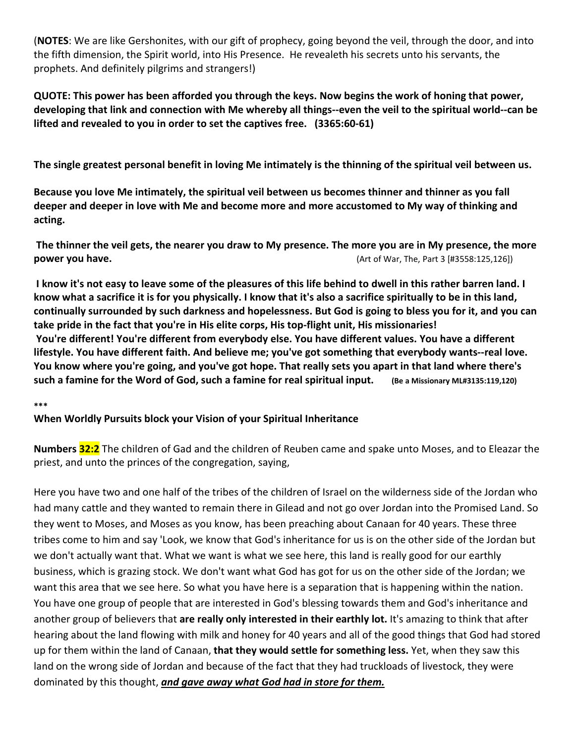(**NOTES**: We are like Gershonites, with our gift of prophecy, going beyond the veil, through the door, and into the fifth dimension, the Spirit world, into His Presence. He revealeth his secrets unto his servants, the prophets. And definitely pilgrims and strangers!)

**QUOTE: This power has been afforded you through the keys. Now begins the work of honing that power, developing that link and connection with Me whereby all things--even the veil to the spiritual world--can be lifted and revealed to you in order to set the captives free. (3365:60-61)**

**The single greatest personal benefit in loving Me intimately is the thinning of the spiritual veil between us.**

**Because you love Me intimately, the spiritual veil between us becomes thinner and thinner as you fall deeper and deeper in love with Me and become more and more accustomed to My way of thinking and acting.**

**The thinner the veil gets, the nearer you draw to My presence. The more you are in My presence, the more power you have.** (Art of War, The, Part 3 [#3558:125,126])

**I know it's not easy to leave some of the pleasures of this life behind to dwell in this rather barren land. I know what a sacrifice it is for you physically. I know that it's also a sacrifice spiritually to be in this land, continually surrounded by such darkness and hopelessness. But God is going to bless you for it, and you can take pride in the fact that you're in His elite corps, His top-flight unit, His missionaries!**
**You're different! You're different from everybody else. You have different values. You have a different lifestyle. You have different faith. And believe me; you've got something that everybody wants--real love. You know where you're going, and you've got hope. That really sets you apart in that land where there's such a famine for the Word of God, such a famine for real spiritual input. (Be a Missionary ML#3135:119,120)**

***

**When Worldly Pursuits block your Vision of your Spiritual Inheritance**

**Numbers 32:2** The children of Gad and the children of Reuben came and spake unto Moses, and to Eleazar the priest, and unto the princes of the congregation, saying,

Here you have two and one half of the tribes of the children of Israel on the wilderness side of the Jordan who had many cattle and they wanted to remain there in Gilead and not go over Jordan into the Promised Land. So they went to Moses, and Moses as you know, has been preaching about Canaan for 40 years. These three tribes come to him and say 'Look, we know that God's inheritance for us is on the other side of the Jordan but we don't actually want that. What we want is what we see here, this land is really good for our earthly business, which is grazing stock. We don't want what God has got for us on the other side of the Jordan; we want this area that we see here. So what you have here is a separation that is happening within the nation. You have one group of people that are interested in God's blessing towards them and God's inheritance and another group of believers that **are really only interested in their earthly lot.** It's amazing to think that after hearing about the land flowing with milk and honey for 40 years and all of the good things that God had stored up for them within the land of Canaan, **that they would settle for something less.** Yet, when they saw this land on the wrong side of Jordan and because of the fact that they had truckloads of livestock, they were dominated by this thought, ***<u>and gave away what God had in store for them.</u>***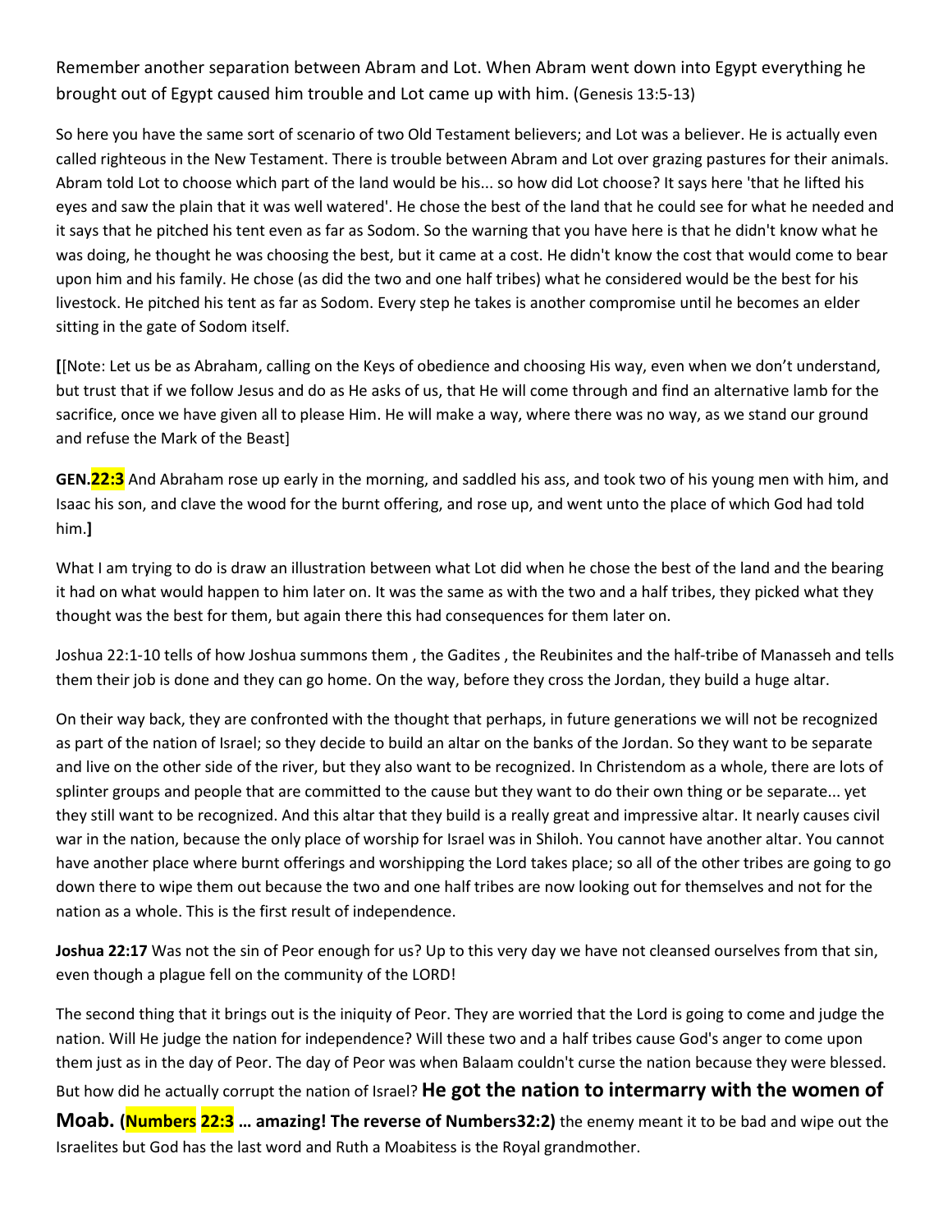Remember another separation between Abram and Lot. When Abram went down into Egypt everything he brought out of Egypt caused him trouble and Lot came up with him. (Genesis 13:5-13)

So here you have the same sort of scenario of two Old Testament believers; and Lot was a believer. He is actually even called righteous in the New Testament. There is trouble between Abram and Lot over grazing pastures for their animals. Abram told Lot to choose which part of the land would be his... so how did Lot choose? It says here 'that he lifted his eyes and saw the plain that it was well watered'. He chose the best of the land that he could see for what he needed and it says that he pitched his tent even as far as Sodom. So the warning that you have here is that he didn't know what he was doing, he thought he was choosing the best, but it came at a cost. He didn't know the cost that would come to bear upon him and his family. He chose (as did the two and one half tribes) what he considered would be the best for his livestock. He pitched his tent as far as Sodom. Every step he takes is another compromise until he becomes an elder sitting in the gate of Sodom itself.

**[**[Note: Let us be as Abraham, calling on the Keys of obedience and choosing His way, even when we don't understand, but trust that if we follow Jesus and do as He asks of us, that He will come through and find an alternative lamb for the sacrifice, once we have given all to please Him. He will make a way, where there was no way, as we stand our ground and refuse the Mark of the Beast]

**GEN.22:3** And Abraham rose up early in the morning, and saddled his ass, and took two of his young men with him, and Isaac his son, and clave the wood for the burnt offering, and rose up, and went unto the place of which God had told him.**]**

What I am trying to do is draw an illustration between what Lot did when he chose the best of the land and the bearing it had on what would happen to him later on. It was the same as with the two and a half tribes, they picked what they thought was the best for them, but again there this had consequences for them later on.

Joshua 22:1-10 tells of how Joshua summons them , the Gadites , the Reubinites and the half-tribe of Manasseh and tells them their job is done and they can go home. On the way, before they cross the Jordan, they build a huge altar.

On their way back, they are confronted with the thought that perhaps, in future generations we will not be recognized as part of the nation of Israel; so they decide to build an altar on the banks of the Jordan. So they want to be separate and live on the other side of the river, but they also want to be recognized. In Christendom as a whole, there are lots of splinter groups and people that are committed to the cause but they want to do their own thing or be separate... yet they still want to be recognized. And this altar that they build is a really great and impressive altar. It nearly causes civil war in the nation, because the only place of worship for Israel was in Shiloh. You cannot have another altar. You cannot have another place where burnt offerings and worshipping the Lord takes place; so all of the other tribes are going to go down there to wipe them out because the two and one half tribes are now looking out for themselves and not for the nation as a whole. This is the first result of independence.

**Joshua 22:17** Was not the sin of Peor enough for us? Up to this very day we have not cleansed ourselves from that sin, even though a plague fell on the community of the LORD!

The second thing that it brings out is the iniquity of Peor. They are worried that the Lord is going to come and judge the nation. Will He judge the nation for independence? Will these two and a half tribes cause God's anger to come upon them just as in the day of Peor. The day of Peor was when Balaam couldn't curse the nation because they were blessed. But how did he actually corrupt the nation of Israel? **He got the nation to intermarry with the women of Moab. (Numbers 22:3 … amazing! The reverse of Numbers32:2)** the enemy meant it to be bad and wipe out the Israelites but God has the last word and Ruth a Moabitess is the Royal grandmother.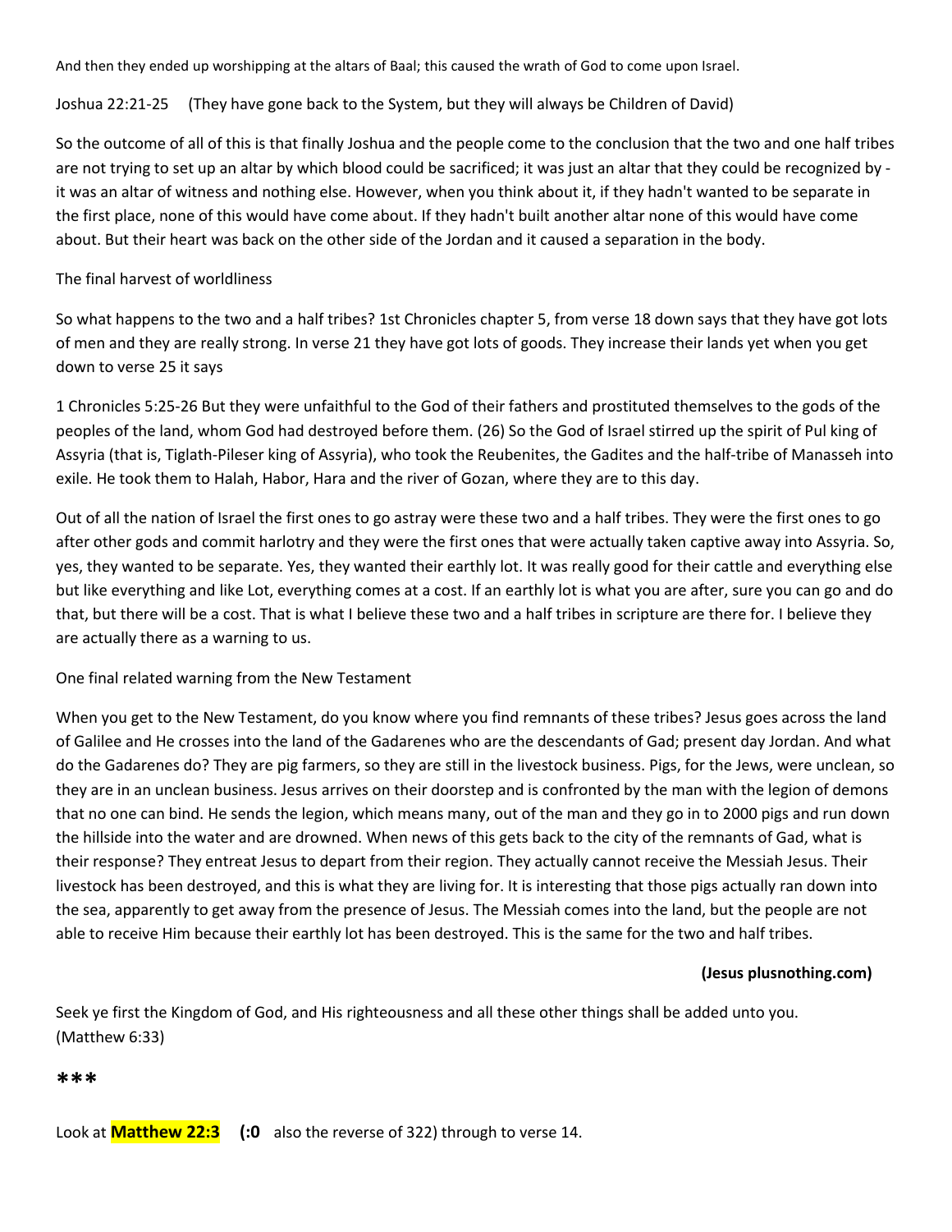And then they ended up worshipping at the altars of Baal; this caused the wrath of God to come upon Israel.

Joshua 22:21-25 (They have gone back to the System, but they will always be Children of David)

So the outcome of all of this is that finally Joshua and the people come to the conclusion that the two and one half tribes are not trying to set up an altar by which blood could be sacrificed; it was just an altar that they could be recognized by - it was an altar of witness and nothing else. However, when you think about it, if they hadn't wanted to be separate in the first place, none of this would have come about. If they hadn't built another altar none of this would have come about. But their heart was back on the other side of the Jordan and it caused a separation in the body.

The final harvest of worldliness

So what happens to the two and a half tribes? 1st Chronicles chapter 5, from verse 18 down says that they have got lots of men and they are really strong. In verse 21 they have got lots of goods. They increase their lands yet when you get down to verse 25 it says

1 Chronicles 5:25-26 But they were unfaithful to the God of their fathers and prostituted themselves to the gods of the peoples of the land, whom God had destroyed before them. (26) So the God of Israel stirred up the spirit of Pul king of Assyria (that is, Tiglath-Pileser king of Assyria), who took the Reubenites, the Gadites and the half-tribe of Manasseh into exile. He took them to Halah, Habor, Hara and the river of Gozan, where they are to this day.

Out of all the nation of Israel the first ones to go astray were these two and a half tribes. They were the first ones to go after other gods and commit harlotry and they were the first ones that were actually taken captive away into Assyria. So, yes, they wanted to be separate. Yes, they wanted their earthly lot. It was really good for their cattle and everything else but like everything and like Lot, everything comes at a cost. If an earthly lot is what you are after, sure you can go and do that, but there will be a cost. That is what I believe these two and a half tribes in scripture are there for. I believe they are actually there as a warning to us.

One final related warning from the New Testament

When you get to the New Testament, do you know where you find remnants of these tribes? Jesus goes across the land of Galilee and He crosses into the land of the Gadarenes who are the descendants of Gad; present day Jordan. And what do the Gadarenes do? They are pig farmers, so they are still in the livestock business. Pigs, for the Jews, were unclean, so they are in an unclean business. Jesus arrives on their doorstep and is confronted by the man with the legion of demons that no one can bind. He sends the legion, which means many, out of the man and they go in to 2000 pigs and run down the hillside into the water and are drowned. When news of this gets back to the city of the remnants of Gad, what is their response? They entreat Jesus to depart from their region. They actually cannot receive the Messiah Jesus. Their livestock has been destroyed, and this is what they are living for. It is interesting that those pigs actually ran down into the sea, apparently to get away from the presence of Jesus. The Messiah comes into the land, but the people are not able to receive Him because their earthly lot has been destroyed. This is the same for the two and half tribes.

**(Jesus plusnothing.com)**

Seek ye first the Kingdom of God, and His righteousness and all these other things shall be added unto you. (Matthew 6:33)

**\*\*\***

Look at **Matthew 22:3** **(:0** also the reverse of 322) through to verse 14.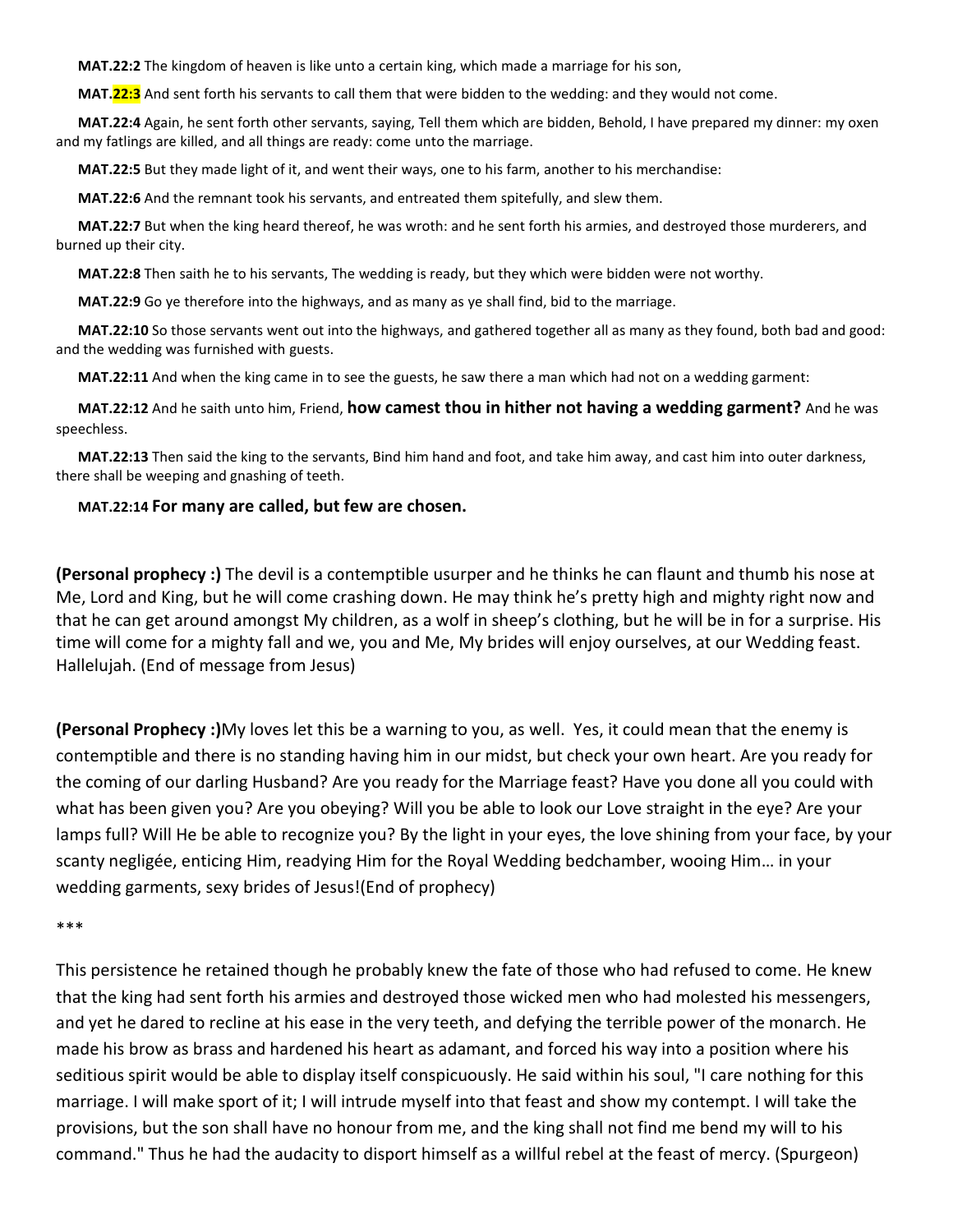**MAT.22:2** The kingdom of heaven is like unto a certain king, which made a marriage for his son,

**MAT.22:3** And sent forth his servants to call them that were bidden to the wedding: and they would not come.

**MAT.22:4** Again, he sent forth other servants, saying, Tell them which are bidden, Behold, I have prepared my dinner: my oxen and my fatlings are killed, and all things are ready: come unto the marriage.

**MAT.22:5** But they made light of it, and went their ways, one to his farm, another to his merchandise:

**MAT.22:6** And the remnant took his servants, and entreated them spitefully, and slew them.

**MAT.22:7** But when the king heard thereof, he was wroth: and he sent forth his armies, and destroyed those murderers, and burned up their city.

**MAT.22:8** Then saith he to his servants, The wedding is ready, but they which were bidden were not worthy.

**MAT.22:9** Go ye therefore into the highways, and as many as ye shall find, bid to the marriage.

**MAT.22:10** So those servants went out into the highways, and gathered together all as many as they found, both bad and good: and the wedding was furnished with guests.

**MAT.22:11** And when the king came in to see the guests, he saw there a man which had not on a wedding garment:

**MAT.22:12** And he saith unto him, Friend, **how camest thou in hither not having a wedding garment?** And he was speechless.

**MAT.22:13** Then said the king to the servants, Bind him hand and foot, and take him away, and cast him into outer darkness, there shall be weeping and gnashing of teeth.

**MAT.22:14 For many are called, but few are chosen.**

**(Personal prophecy :)** The devil is a contemptible usurper and he thinks he can flaunt and thumb his nose at Me, Lord and King, but he will come crashing down. He may think he's pretty high and mighty right now and that he can get around amongst My children, as a wolf in sheep's clothing, but he will be in for a surprise. His time will come for a mighty fall and we, you and Me, My brides will enjoy ourselves, at our Wedding feast. Hallelujah. (End of message from Jesus)

**(Personal Prophecy :)**My loves let this be a warning to you, as well. Yes, it could mean that the enemy is contemptible and there is no standing having him in our midst, but check your own heart. Are you ready for the coming of our darling Husband? Are you ready for the Marriage feast? Have you done all you could with what has been given you? Are you obeying? Will you be able to look our Love straight in the eye? Are your lamps full? Will He be able to recognize you? By the light in your eyes, the love shining from your face, by your scanty negligée, enticing Him, readying Him for the Royal Wedding bedchamber, wooing Him… in your wedding garments, sexy brides of Jesus!(End of prophecy)

***

This persistence he retained though he probably knew the fate of those who had refused to come. He knew that the king had sent forth his armies and destroyed those wicked men who had molested his messengers, and yet he dared to recline at his ease in the very teeth, and defying the terrible power of the monarch. He made his brow as brass and hardened his heart as adamant, and forced his way into a position where his seditious spirit would be able to display itself conspicuously. He said within his soul, "I care nothing for this marriage. I will make sport of it; I will intrude myself into that feast and show my contempt. I will take the provisions, but the son shall have no honour from me, and the king shall not find me bend my will to his command." Thus he had the audacity to disport himself as a willful rebel at the feast of mercy. (Spurgeon)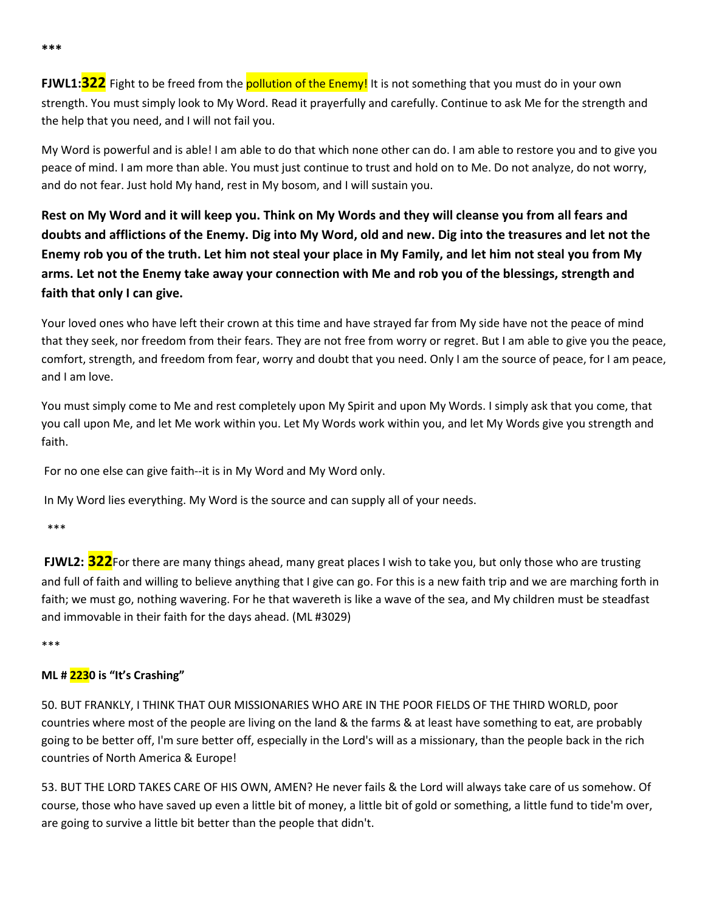***

**FJWL1:322** Fight to be freed from the pollution of the Enemy! It is not something that you must do in your own strength. You must simply look to My Word. Read it prayerfully and carefully. Continue to ask Me for the strength and the help that you need, and I will not fail you.

My Word is powerful and is able! I am able to do that which none other can do. I am able to restore you and to give you peace of mind. I am more than able. You must just continue to trust and hold on to Me. Do not analyze, do not worry, and do not fear. Just hold My hand, rest in My bosom, and I will sustain you.

**Rest on My Word and it will keep you. Think on My Words and they will cleanse you from all fears and doubts and afflictions of the Enemy. Dig into My Word, old and new. Dig into the treasures and let not the Enemy rob you of the truth. Let him not steal your place in My Family, and let him not steal you from My arms. Let not the Enemy take away your connection with Me and rob you of the blessings, strength and faith that only I can give.**

Your loved ones who have left their crown at this time and have strayed far from My side have not the peace of mind that they seek, nor freedom from their fears. They are not free from worry or regret. But I am able to give you the peace, comfort, strength, and freedom from fear, worry and doubt that you need. Only I am the source of peace, for I am peace, and I am love.

You must simply come to Me and rest completely upon My Spirit and upon My Words. I simply ask that you come, that you call upon Me, and let Me work within you. Let My Words work within you, and let My Words give you strength and faith.

For no one else can give faith--it is in My Word and My Word only.

In My Word lies everything. My Word is the source and can supply all of your needs.

***

**FJWL2: 322**For there are many things ahead, many great places I wish to take you, but only those who are trusting and full of faith and willing to believe anything that I give can go. For this is a new faith trip and we are marching forth in faith; we must go, nothing wavering. For he that wavereth is like a wave of the sea, and My children must be steadfast and immovable in their faith for the days ahead. (ML #3029)

***

**ML # 2230 is "It's Crashing"**

50. BUT FRANKLY, I THINK THAT OUR MISSIONARIES WHO ARE IN THE POOR FIELDS OF THE THIRD WORLD, poor countries where most of the people are living on the land & the farms & at least have something to eat, are probably going to be better off, I'm sure better off, especially in the Lord's will as a missionary, than the people back in the rich countries of North America & Europe!

53. BUT THE LORD TAKES CARE OF HIS OWN, AMEN? He never fails & the Lord will always take care of us somehow. Of course, those who have saved up even a little bit of money, a little bit of gold or something, a little fund to tide'm over, are going to survive a little bit better than the people that didn't.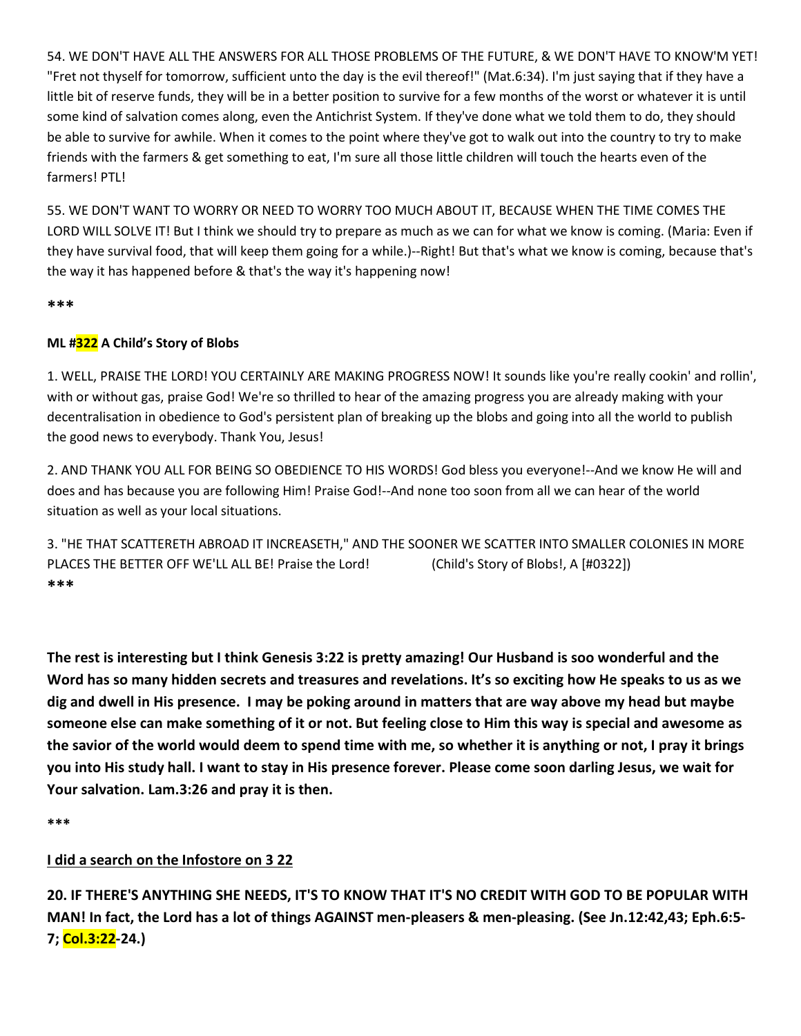54. WE DON'T HAVE ALL THE ANSWERS FOR ALL THOSE PROBLEMS OF THE FUTURE, & WE DON'T HAVE TO KNOW'M YET! "Fret not thyself for tomorrow, sufficient unto the day is the evil thereof!" (Mat.6:34). I'm just saying that if they have a little bit of reserve funds, they will be in a better position to survive for a few months of the worst or whatever it is until some kind of salvation comes along, even the Antichrist System. If they've done what we told them to do, they should be able to survive for awhile. When it comes to the point where they've got to walk out into the country to try to make friends with the farmers & get something to eat, I'm sure all those little children will touch the hearts even of the farmers! PTL!

55. WE DON'T WANT TO WORRY OR NEED TO WORRY TOO MUCH ABOUT IT, BECAUSE WHEN THE TIME COMES THE LORD WILL SOLVE IT! But I think we should try to prepare as much as we can for what we know is coming. (Maria: Even if they have survival food, that will keep them going for a while.)--Right! But that's what we know is coming, because that's the way it has happened before & that's the way it's happening now!

**\*\*\***

**ML #322 A Child's Story of Blobs**

1. WELL, PRAISE THE LORD! YOU CERTAINLY ARE MAKING PROGRESS NOW! It sounds like you're really cookin' and rollin', with or without gas, praise God! We're so thrilled to hear of the amazing progress you are already making with your decentralisation in obedience to God's persistent plan of breaking up the blobs and going into all the world to publish the good news to everybody. Thank You, Jesus!

2. AND THANK YOU ALL FOR BEING SO OBEDIENCE TO HIS WORDS! God bless you everyone!--And we know He will and does and has because you are following Him! Praise God!--And none too soon from all we can hear of the world situation as well as your local situations.

3. "HE THAT SCATTERETH ABROAD IT INCREASETH," AND THE SOONER WE SCATTER INTO SMALLER COLONIES IN MORE PLACES THE BETTER OFF WE'LL ALL BE! Praise the Lord! (Child's Story of Blobs!, A [#0322])

**\*\*\***

**The rest is interesting but I think Genesis 3:22 is pretty amazing! Our Husband is soo wonderful and the Word has so many hidden secrets and treasures and revelations. It's so exciting how He speaks to us as we dig and dwell in His presence. I may be poking around in matters that are way above my head but maybe someone else can make something of it or not. But feeling close to Him this way is special and awesome as the savior of the world would deem to spend time with me, so whether it is anything or not, I pray it brings you into His study hall. I want to stay in His presence forever. Please come soon darling Jesus, we wait for Your salvation. Lam.3:26 and pray it is then.**

\*\*\*

**I did a search on the Infostore on 3 22**

**20. IF THERE'S ANYTHING SHE NEEDS, IT'S TO KNOW THAT IT'S NO CREDIT WITH GOD TO BE POPULAR WITH MAN! In fact, the Lord has a lot of things AGAINST men-pleasers & men-pleasing. (See Jn.12:42,43; Eph.6:5-7; Col.3:22-24.)**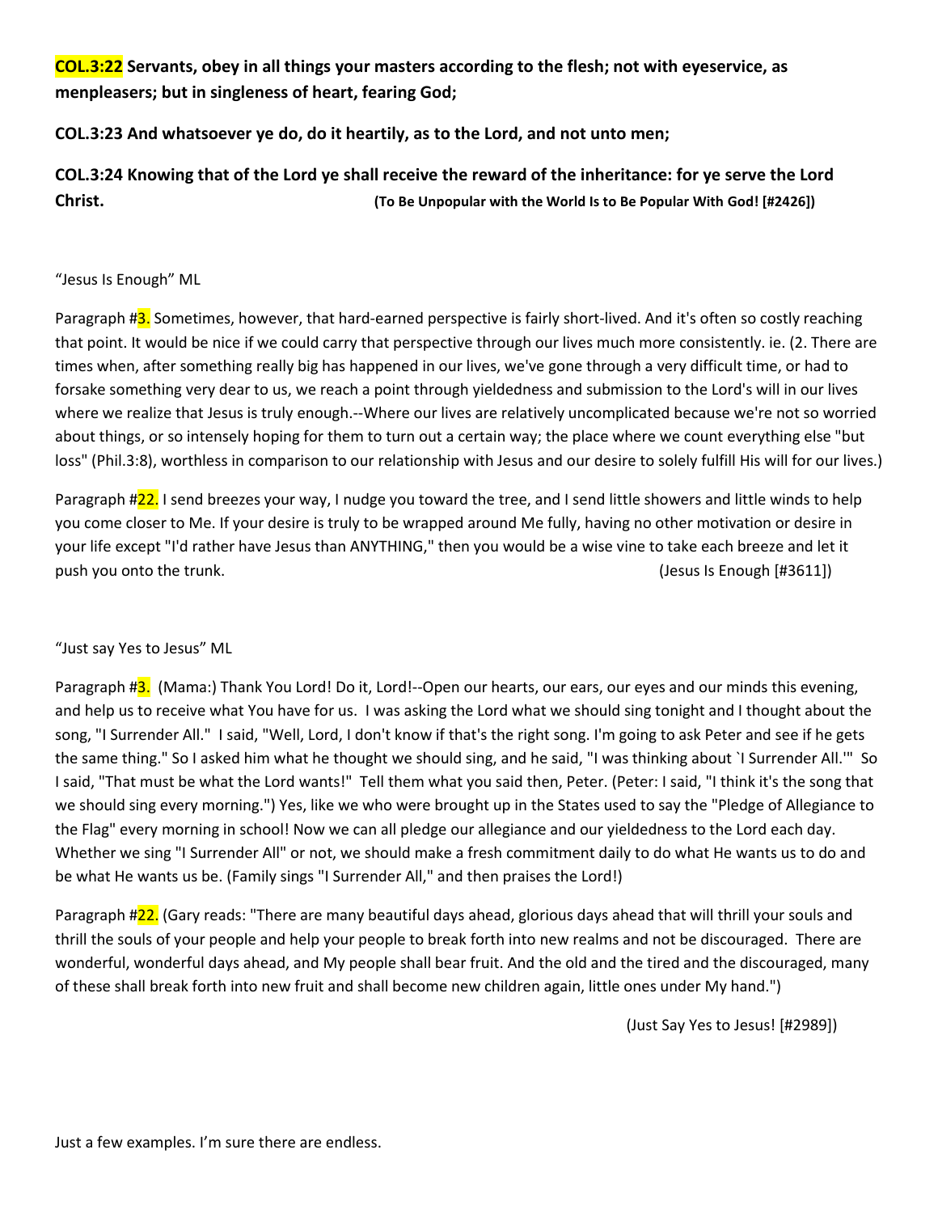**COL.3:22 Servants, obey in all things your masters according to the flesh; not with eyeservice, as menpleasers; but in singleness of heart, fearing God;**

**COL.3:23 And whatsoever ye do, do it heartily, as to the Lord, and not unto men;**

**COL.3:24 Knowing that of the Lord ye shall receive the reward of the inheritance: for ye serve the Lord Christ.** **(To Be Unpopular with the World Is to Be Popular With God! [#2426])**

"Jesus Is Enough" ML

Paragraph #3. Sometimes, however, that hard-earned perspective is fairly short-lived. And it's often so costly reaching that point. It would be nice if we could carry that perspective through our lives much more consistently. ie. (2. There are times when, after something really big has happened in our lives, we've gone through a very difficult time, or had to forsake something very dear to us, we reach a point through yieldedness and submission to the Lord's will in our lives where we realize that Jesus is truly enough.--Where our lives are relatively uncomplicated because we're not so worried about things, or so intensely hoping for them to turn out a certain way; the place where we count everything else "but loss" (Phil.3:8), worthless in comparison to our relationship with Jesus and our desire to solely fulfill His will for our lives.)

Paragraph #22. I send breezes your way, I nudge you toward the tree, and I send little showers and little winds to help you come closer to Me. If your desire is truly to be wrapped around Me fully, having no other motivation or desire in your life except "I'd rather have Jesus than ANYTHING," then you would be a wise vine to take each breeze and let it push you onto the trunk. (Jesus Is Enough [#3611])

"Just say Yes to Jesus" ML

Paragraph #3. (Mama:) Thank You Lord! Do it, Lord!--Open our hearts, our ears, our eyes and our minds this evening, and help us to receive what You have for us. I was asking the Lord what we should sing tonight and I thought about the song, "I Surrender All." I said, "Well, Lord, I don't know if that's the right song. I'm going to ask Peter and see if he gets the same thing." So I asked him what he thought we should sing, and he said, "I was thinking about `I Surrender All.'" So I said, "That must be what the Lord wants!" Tell them what you said then, Peter. (Peter: I said, "I think it's the song that we should sing every morning.") Yes, like we who were brought up in the States used to say the "Pledge of Allegiance to the Flag" every morning in school! Now we can all pledge our allegiance and our yieldedness to the Lord each day. Whether we sing "I Surrender All" or not, we should make a fresh commitment daily to do what He wants us to do and be what He wants us be. (Family sings "I Surrender All," and then praises the Lord!)

Paragraph #22. (Gary reads: "There are many beautiful days ahead, glorious days ahead that will thrill your souls and thrill the souls of your people and help your people to break forth into new realms and not be discouraged. There are wonderful, wonderful days ahead, and My people shall bear fruit. And the old and the tired and the discouraged, many of these shall break forth into new fruit and shall become new children again, little ones under My hand.")

(Just Say Yes to Jesus! [#2989])

Just a few examples. I'm sure there are endless.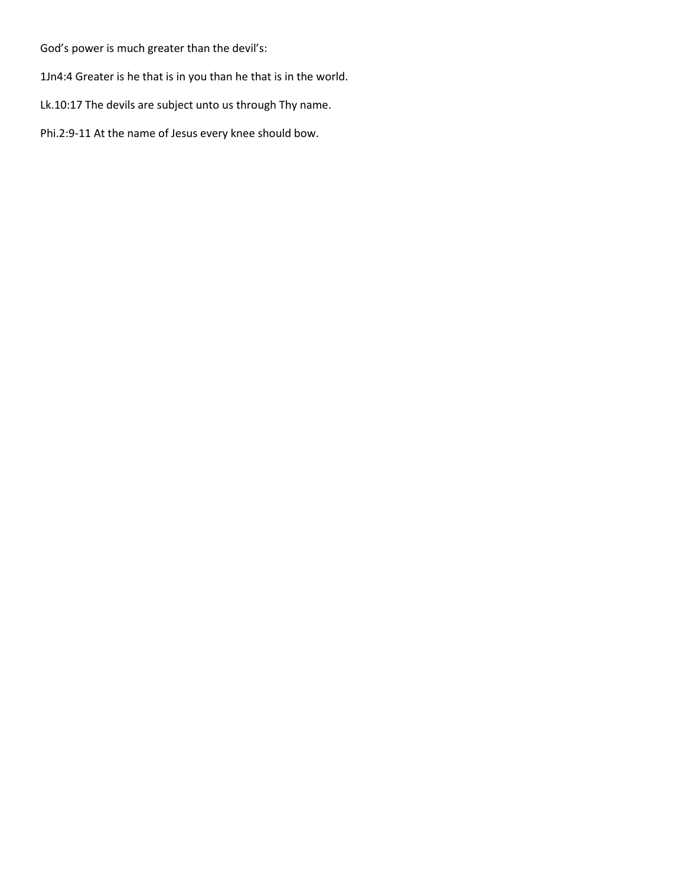God's power is much greater than the devil's:

1Jn4:4 Greater is he that is in you than he that is in the world.

Lk.10:17 The devils are subject unto us through Thy name.

Phi.2:9-11 At the name of Jesus every knee should bow.